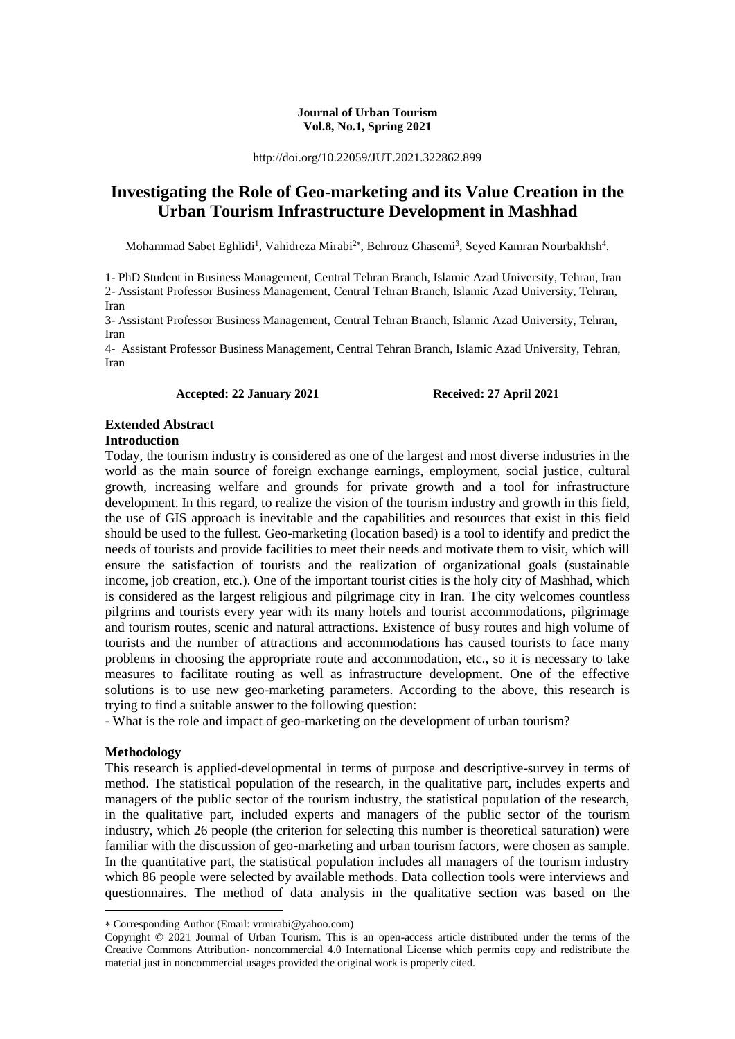**Journal of Urban Tourism**
**Vol.8, No.1, Spring 2021**

http://doi.org/10.22059/JUT.2021.322862.899

# Investigating the Role of Geo-marketing and its Value Creation in the Urban Tourism Infrastructure Development in Mashhad

Mohammad Sabet Eghlidi[1], Vahidreza Mirabi[2*], Behrouz Ghasemi[3], Seyed Kamran Nourbakhsh[4].

1- PhD Student in Business Management, Central Tehran Branch, Islamic Azad University, Tehran, Iran
2- Assistant Professor Business Management, Central Tehran Branch, Islamic Azad University, Tehran, Iran
3- Assistant Professor Business Management, Central Tehran Branch, Islamic Azad University, Tehran, Iran
4- Assistant Professor Business Management, Central Tehran Branch, Islamic Azad University, Tehran, Iran

**Accepted: 22 January 2021** **Received: 27 April 2021**

## Extended Abstract

### Introduction

Today, the tourism industry is considered as one of the largest and most diverse industries in the world as the main source of foreign exchange earnings, employment, social justice, cultural growth, increasing welfare and grounds for private growth and a tool for infrastructure development. In this regard, to realize the vision of the tourism industry and growth in this field, the use of GIS approach is inevitable and the capabilities and resources that exist in this field should be used to the fullest. Geo-marketing (location based) is a tool to identify and predict the needs of tourists and provide facilities to meet their needs and motivate them to visit, which will ensure the satisfaction of tourists and the realization of organizational goals (sustainable income, job creation, etc.). One of the important tourist cities is the holy city of Mashhad, which is considered as the largest religious and pilgrimage city in Iran. The city welcomes countless pilgrims and tourists every year with its many hotels and tourist accommodations, pilgrimage and tourism routes, scenic and natural attractions. Existence of busy routes and high volume of tourists and the number of attractions and accommodations has caused tourists to face many problems in choosing the appropriate route and accommodation, etc., so it is necessary to take measures to facilitate routing as well as infrastructure development. One of the effective solutions is to use new geo-marketing parameters. According to the above, this research is trying to find a suitable answer to the following question:

- What is the role and impact of geo-marketing on the development of urban tourism?

### Methodology

This research is applied-developmental in terms of purpose and descriptive-survey in terms of method. The statistical population of the research, in the qualitative part, includes experts and managers of the public sector of the tourism industry, the statistical population of the research, in the qualitative part, included experts and managers of the public sector of the tourism industry, which 26 people (the criterion for selecting this number is theoretical saturation) were familiar with the discussion of geo-marketing and urban tourism factors, were chosen as sample. In the quantitative part, the statistical population includes all managers of the tourism industry which 86 people were selected by available methods. Data collection tools were interviews and questionnaires. The method of data analysis in the qualitative section was based on the

---

* Corresponding Author (Email: vrmirabi@yahoo.com)

Copyright © 2021 Journal of Urban Tourism. This is an open-access article distributed under the terms of the Creative Commons Attribution- noncommercial 4.0 International License which permits copy and redistribute the material just in noncommercial usages provided the original work is properly cited.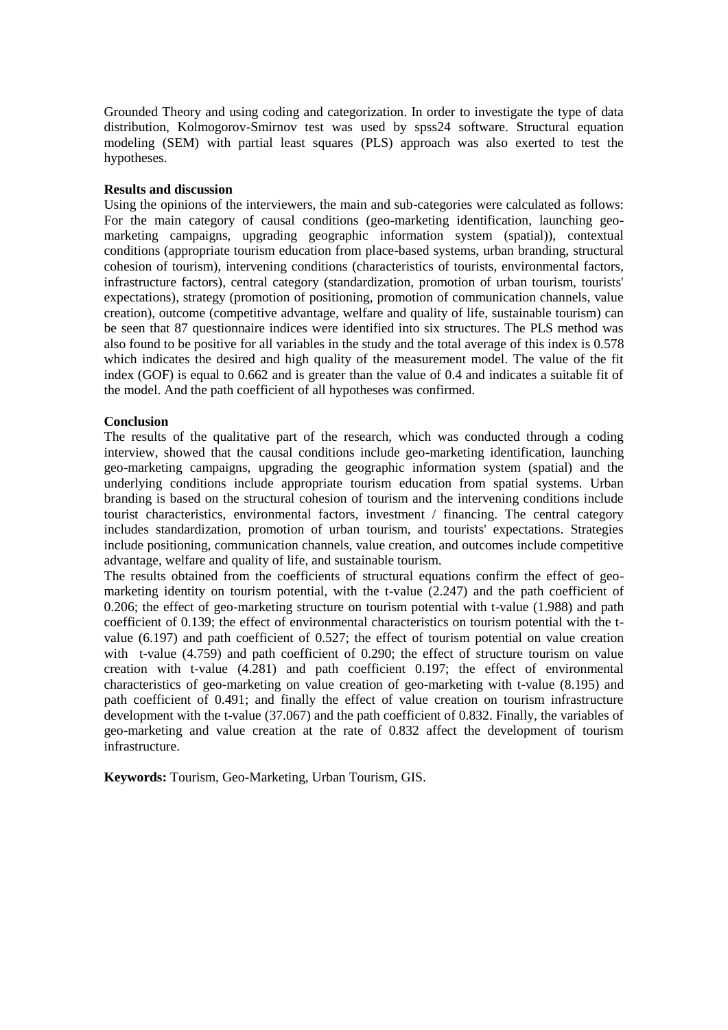Grounded Theory and using coding and categorization. In order to investigate the type of data distribution, Kolmogorov-Smirnov test was used by spss24 software. Structural equation modeling (SEM) with partial least squares (PLS) approach was also exerted to test the hypotheses.

**Results and discussion**

Using the opinions of the interviewers, the main and sub-categories were calculated as follows: For the main category of causal conditions (geo-marketing identification, launching geo-marketing campaigns, upgrading geographic information system (spatial)), contextual conditions (appropriate tourism education from place-based systems, urban branding, structural cohesion of tourism), intervening conditions (characteristics of tourists, environmental factors, infrastructure factors), central category (standardization, promotion of urban tourism, tourists' expectations), strategy (promotion of positioning, promotion of communication channels, value creation), outcome (competitive advantage, welfare and quality of life, sustainable tourism) can be seen that 87 questionnaire indices were identified into six structures. The PLS method was also found to be positive for all variables in the study and the total average of this index is 0.578 which indicates the desired and high quality of the measurement model. The value of the fit index (GOF) is equal to 0.662 and is greater than the value of 0.4 and indicates a suitable fit of the model. And the path coefficient of all hypotheses was confirmed.

**Conclusion**

The results of the qualitative part of the research, which was conducted through a coding interview, showed that the causal conditions include geo-marketing identification, launching geo-marketing campaigns, upgrading the geographic information system (spatial) and the underlying conditions include appropriate tourism education from spatial systems. Urban branding is based on the structural cohesion of tourism and the intervening conditions include tourist characteristics, environmental factors, investment / financing. The central category includes standardization, promotion of urban tourism, and tourists' expectations. Strategies include positioning, communication channels, value creation, and outcomes include competitive advantage, welfare and quality of life, and sustainable tourism.

The results obtained from the coefficients of structural equations confirm the effect of geo-marketing identity on tourism potential, with the t-value (2.247) and the path coefficient of 0.206; the effect of geo-marketing structure on tourism potential with t-value (1.988) and path coefficient of 0.139; the effect of environmental characteristics on tourism potential with the t-value (6.197) and path coefficient of 0.527; the effect of tourism potential on value creation with t-value (4.759) and path coefficient of 0.290; the effect of structure tourism on value creation with t-value (4.281) and path coefficient 0.197; the effect of environmental characteristics of geo-marketing on value creation of geo-marketing with t-value (8.195) and path coefficient of 0.491; and finally the effect of value creation on tourism infrastructure development with the t-value (37.067) and the path coefficient of 0.832. Finally, the variables of geo-marketing and value creation at the rate of 0.832 affect the development of tourism infrastructure.

**Keywords:** Tourism, Geo-Marketing, Urban Tourism, GIS.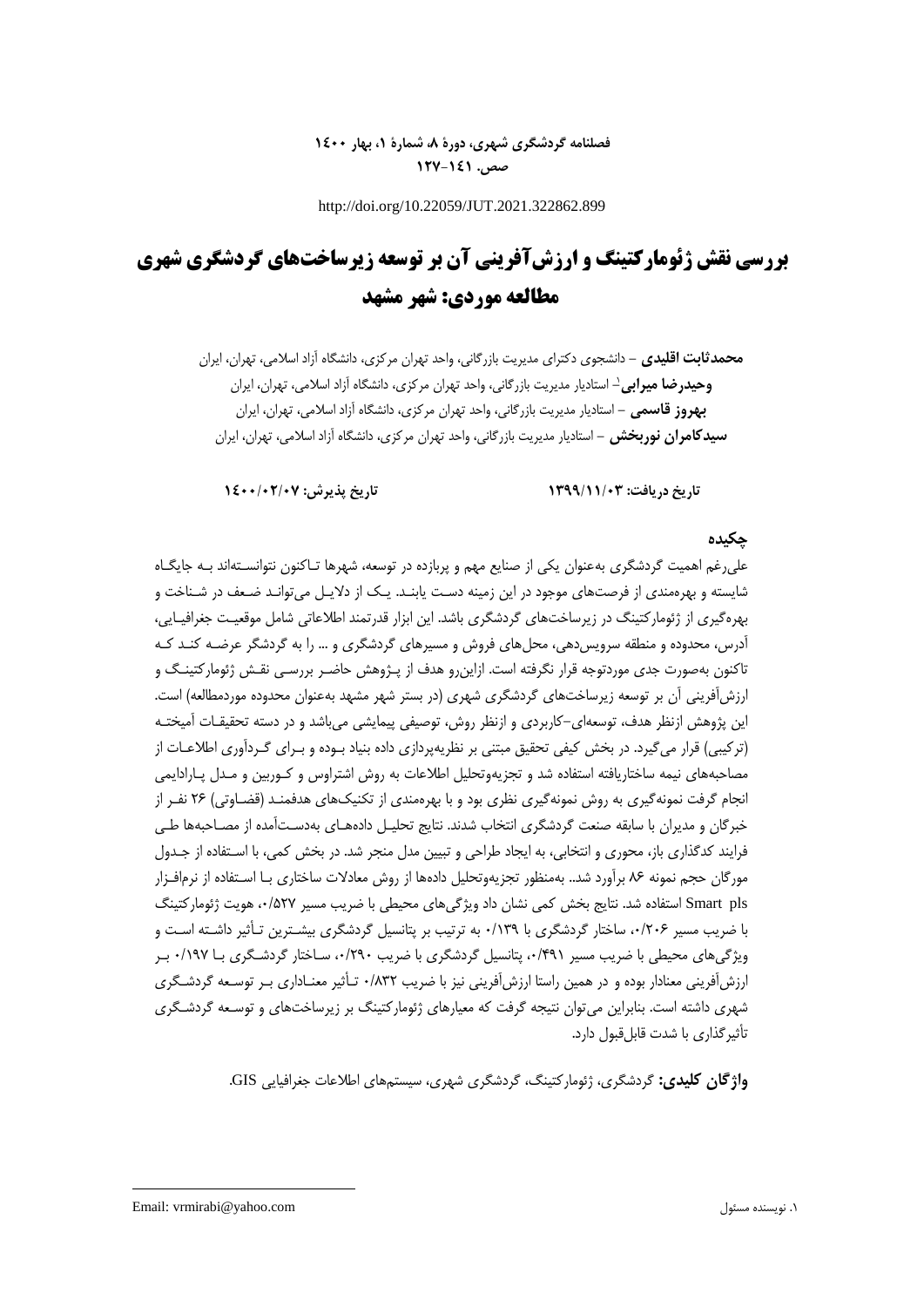http://doi.org/10.22059/JUT.2021.322862.899

# بررسی نقش ژئومارکتینگ و ارزش‌آفرینی آن بر توسعه زیرساخت‌های گردشگری شهری مطالعه موردی: شهر مشهد

**محمدثابت اقلیدی** – دانشجوی دکترای مدیریت بازرگانی، واحد تهران مرکزی، دانشگاه آزاد اسلامی، تهران، ایران

**وحیدرضا میرابی**[1] – استادیار مدیریت بازرگانی، واحد تهران مرکزی، دانشگاه آزاد اسلامی، تهران، ایران

**بهروز قاسمی** – استادیار مدیریت بازرگانی، واحد تهران مرکزی، دانشگاه آزاد اسلامی، تهران، ایران

**سیدکامران نوربخش** – استادیار مدیریت بازرگانی، واحد تهران مرکزی، دانشگاه آزاد اسلامی، تهران، ایران

**تاریخ دریافت: ۱۳۹۹/۱۱/۰۳** **تاریخ پذیرش: ۱۴۰۰/۰۲/۰۷**

## چکیده

علی‌رغم اهمیت گردشگری به‌عنوان یکی از صنایع مهم و پربازده در توسعه، شهرها تاکنون نتوانسته‌اند به جایگاه شایسته و بهره‌مندی از فرصت‌های موجود در این زمینه دست یابند. یک از دلایل می‌تواند ضعف در شناخت و بهره‌گیری از ژئومارکتینگ در زیرساخت‌های گردشگری باشد. این ابزار قدرتمند اطلاعاتی شامل موقعیت جغرافیایی، آدرس، محدوده و منطقه سرویس‌دهی، محل‌های فروش و مسیرهای گردشگری و ... را به گردشگر عرضه کند که تاکنون به‌صورت جدی موردتوجه قرار نگرفته است. ازاین‌رو هدف از پژوهش حاضر بررسی نقش ژئومارکتینگ و ارزش‌آفرینی آن بر توسعه زیرساخت‌های گردشگری شهری (در بستر شهر مشهد به‌عنوان محدوده موردمطالعه) است. این پژوهش ازنظر هدف، توسعه‌ای-کاربردی و ازنظر روش، توصیفی پیمایشی می‌باشد و در دسته تحقیقات آمیخته (ترکیبی) قرار می‌گیرد. در بخش کیفی تحقیق مبتنی بر نظریه‌پردازی داده بنیاد بوده و برای گردآوری اطلاعات از مصاحبه‌های نیمه ساختاریافته استفاده شد و تجزیه‌وتحلیل اطلاعات به روش اشتراوس و کوربین و مدل پارادایمی انجام گرفت نمونه‌گیری به روش نمونه‌گیری نظری بود و با بهره‌مندی از تکنیک‌های هدفمند (قضاوتی) ۲۶ نفر از خبرگان و مدیران با سابقه صنعت گردشگری انتخاب شدند. نتایج تحلیل داده‌های به‌دست‌آمده از مصاحبه‌ها طی فرایند کدگذاری باز، محوری و انتخابی، به ایجاد طراحی و تبیین مدل منجر شد. در بخش کمی، با استفاده از جدول مورگان حجم نمونه ۸۶ برآورد شد.. به‌منظور تجزیه‌وتحلیل داده‌ها از روش معادلات ساختاری با استفاده از نرم‌افزار Smart pls استفاده شد. نتایج بخش کمی نشان داد ویژگی‌های محیطی با ضریب مسیر ۰/۵۲۷، هویت ژئومارکتینگ با ضریب مسیر ۰/۲۰۶، ساختار گردشگری با ۰/۱۳۹ به ترتیب بر پتانسیل گردشگری بیشترین تأثیر داشته است و ویژگی‌های محیطی با ضریب مسیر ۰/۴۹۱، پتانسیل گردشگری با ضریب ۰/۲۹۰، ساختار گردشگری با ۰/۱۹۷ بر ارزش‌آفرینی معنادار بوده و در همین راستا ارزش‌آفرینی نیز با ضریب ۰/۸۳۲ تأثیر معناداری بر توسعه گردشگری شهری داشته است. بنابراین می‌توان نتیجه گرفت که معیارهای ژئومارکتینگ بر زیرساخت‌های و توسعه گردشگری تأثیرگذاری با شدت قابل‌قبول دارد.

**واژگان کلیدی:** گردشگری، ژئومارکتینگ، گردشگری شهری، سیستم‌های اطلاعات جغرافیایی GIS.

---

۱. نویسنده مسئول Email: vrmirabi@yahoo.com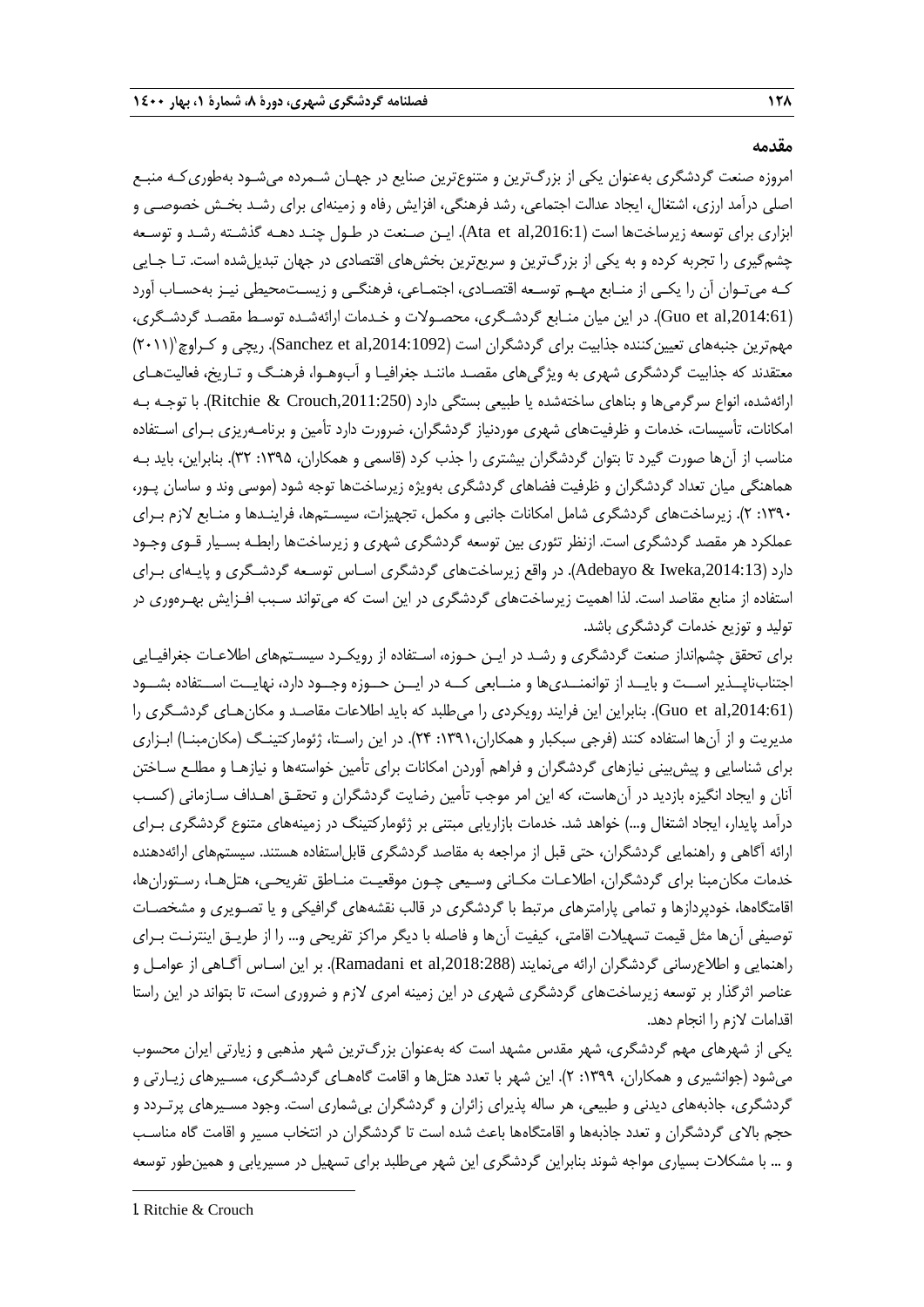## مقدمه

امروزه صنعت گردشگری به‌عنوان یکی از بزرگ‌ترین و متنوع‌ترین صنایع در جهان شمرده می‌شود به‌طوری‌که منبع اصلی درآمد ارزی، اشتغال، ایجاد عدالت اجتماعی، رشد فرهنگی، افزایش رفاه و زمینه‌ای برای رشد بخش خصوصی و ابزاری برای توسعه زیرساخت‌ها است (Ata et al,2016:1). این صنعت در طول چند دهه گذشته رشد و توسعه چشم‌گیری را تجربه کرده و به یکی از بزرگ‌ترین و سریع‌ترین بخش‌های اقتصادی در جهان تبدیل‌شده است. تا جایی که می‌توان آن را یکی از منابع مهم توسعه اقتصادی، اجتماعی، فرهنگی و زیست‌محیطی نیز به‌حساب آورد (Guo et al,2014:61). در این میان منابع گردشگری، محصولات و خدمات ارائه‌شده توسط مقصد گردشگری، مهم‌ترین جنبه‌های تعیین‌کننده جذابیت برای گردشگران است (Sanchez et al,2014:1092). ریچی و کراوچ[1](۲۰۱۱) معتقدند که جذابیت گردشگری شهری به ویژگی‌های مقصد مانند جغرافیا و آب‌وهوا، فرهنگ و تاریخ، فعالیت‌های ارائه‌شده، انواع سرگرمی‌ها و بناهای ساخته‌شده یا طبیعی بستگی دارد (Ritchie & Crouch,2011:250). با توجه به امکانات، تأسیسات، خدمات و ظرفیت‌های شهری موردنیاز گردشگران، ضرورت دارد تأمین و برنامه‌ریزی برای استفاده مناسب از آن‌ها صورت گیرد تا بتوان گردشگران بیشتری را جذب کرد (قاسمی و همکاران، ۱۳۹۵: ۳۲). بنابراین، باید به هماهنگی میان تعداد گردشگران و ظرفیت فضاهای گردشگری به‌ویژه زیرساخت‌ها توجه شود (موسی وند و ساسان پور، ۱۳۹۰: ۲). زیرساخت‌های گردشگری شامل امکانات جانبی و مکمل، تجهیزات، سیستم‌ها، فرایندها و منابع لازم برای عملکرد هر مقصد گردشگری است. ازنظر تئوری بین توسعه گردشگری شهری و زیرساخت‌ها رابطه بسیار قوی وجود دارد (Adebayo & Iweka,2014:13). در واقع زیرساخت‌های گردشگری اساس توسعه گردشگری و پایه‌ای برای استفاده از منابع مقاصد است. لذا اهمیت زیرساخت‌های گردشگری در این است که می‌تواند سبب افزایش بهره‌وری در تولید و توزیع خدمات گردشگری باشد.

برای تحقق چشم‌انداز صنعت گردشگری و رشد در این حوزه، استفاده از رویکرد سیستم‌های اطلاعات جغرافیایی اجتناب‌ناپذیر است و باید از توانمندی‌ها و منابعی که در این حوزه وجود دارد، نهایت استفاده بشود (Guo et al,2014:61). بنابراین این فرایند رویکردی را می‌طلبد که باید اطلاعات مقاصد و مکان‌های گردشگری را مدیریت و از آن‌ها استفاده کنند (فرجی سبکبار و همکاران،۱۳۹۱: ۲۴). در این راستا، ژئومارکتینگ (مکان‌مبنا) ابزاری برای شناسایی و پیش‌بینی نیازهای گردشگران و فراهم آوردن امکانات برای تأمین خواسته‌ها و نیازها و مطلع ساختن آنان و ایجاد انگیزه بازدید در آن‌هاست، که این امر موجب تأمین رضایت گردشگران و تحقق اهداف سازمانی (کسب درآمد پایدار، ایجاد اشتغال و...) خواهد شد. خدمات بازاریابی مبتنی بر ژئومارکتینگ در زمینه‌های متنوع گردشگری برای ارائه آگاهی و راهنمایی گردشگران، حتی قبل از مراجعه به مقاصد گردشگری قابل‌استفاده هستند. سیستم‌های ارائه‌دهنده خدمات مکان‌مبنا برای گردشگران، اطلاعات مکانی وسیعی چون موقعیت مناطق تفریحی، هتل‌ها، رستوران‌ها، اقامتگاه‌ها، خودپردازها و تمامی پارامترهای مرتبط با گردشگری در قالب نقشه‌های گرافیکی و یا تصویری و مشخصات توصیفی آن‌ها مثل قیمت تسهیلات اقامتی، کیفیت آن‌ها و فاصله با دیگر مراکز تفریحی و... را از طریق اینترنت برای راهنمایی و اطلاع‌رسانی گردشگران ارائه می‌نمایند (Ramadani et al,2018:288). بر این اساس آگاهی از عوامل و عناصر اثرگذار بر توسعه زیرساخت‌های گردشگری شهری در این زمینه امری لازم و ضروری است، تا بتواند در این راستا اقدامات لازم را انجام دهد.

یکی از شهرهای مهم گردشگری، شهر مقدس مشهد است که به‌عنوان بزرگ‌ترین شهر مذهبی و زیارتی ایران محسوب می‌شود (جوانشیری و همکاران، ۱۳۹۹: ۲). این شهر با تعدد هتل‌ها و اقامت گاه‌های گردشگری، مسیرهای زیارتی و گردشگری، جاذبه‌های دیدنی و طبیعی، هر ساله پذیرای زائران و گردشگران بی‌شماری است. وجود مسیرهای پرتردد و حجم بالای گردشگران و تعدد جاذبه‌ها و اقامتگاه‌ها باعث شده است تا گردشگران در انتخاب مسیر و اقامت گاه مناسب و ... با مشکلات بسیاری مواجه شوند بنابراین گردشگری این شهر می‌طلبد برای تسهیل در مسیریابی و همین‌طور توسعه

---

1. Ritchie & Crouch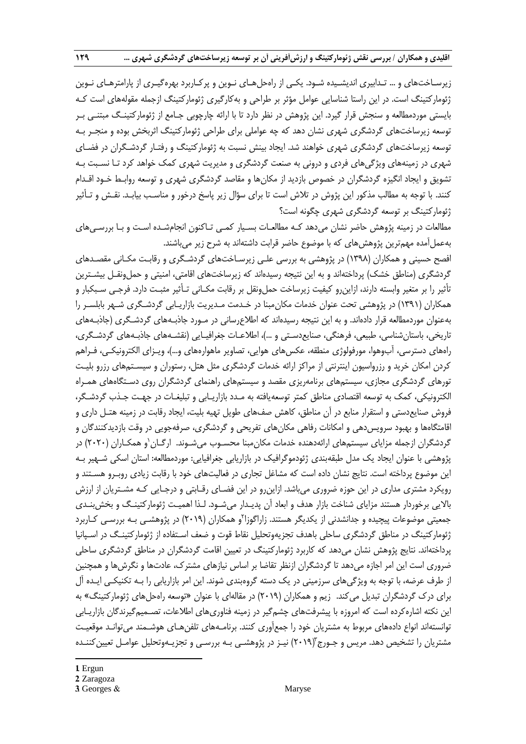زیرساخت‌های و ... تدابیری اندیشیده شود. یکی از راه‌حل‌های نوین و پرکاربرد بهره‌گیری از پارامترهای نوین ژئومارکتینگ است. در این راستا شناسایی عوامل مؤثر بر طراحی و به‌کارگیری ژئومارکتینگ ازجمله مقوله‌های است که بایستی موردمطالعه و سنجش قرار گیرد. این پژوهش در نظر دارد تا با ارائه چارچوبی جامع از ژئومارکتینگ مبتنی بر توسعه زیرساخت‌های گردشگری شهری نشان دهد که چه عواملی برای طراحی ژئومارکتینگ اثربخش بوده و منجر به توسعه زیرساخت‌های گردشگری شهری خواهند شد. ایجاد بینش نسبت به ژئومارکتینگ و رفتار گردشگران در فضای شهری در زمینه‌های ویژگی‌های فردی و درونی به صنعت گردشگری و مدیریت شهری کمک خواهد کرد تا نسبت به تشویق و ایجاد انگیزه گردشگران در خصوص بازدید از مکان‌ها و مقاصد گردشگری شهری و توسعه روابط خود اقدام کنند. با توجه به مطالب مذکور این پژوش در تلاش است تا برای سؤال زیر پاسخ درخور و مناسب بیابد. نقش و تأثیر ژئومارکتینگ بر توسعه گردشگری شهری چگونه است؟

مطالعات در زمینه پژوهش حاضر نشان می‌دهد که مطالعات بسیار کمی تاکنون انجام‌شده است و با بررسی‌های به‌عمل‌آمده مهم‌ترین پژوهش‌های که با موضوع حاضر قرابت داشته‌اند به شرح زیر می‌باشند.

افصح حسینی و همکاران (۱۳۹۸) در پژوهشی به بررسی علی زیرساخت‌های گردشگری و رقابت مکانی مقصدهای گردشگری (مناطق خشک) پرداخته‌اند و به این نتیجه رسیده‌اند که زیرساخت‌های اقامتی، امنیتی و حمل‌ونقل بیشترین تأثیر را بر متغیر وابسته دارند، ازاین‌رو کیفیت زیرساخت حمل‌ونقل بر رقابت مکانی تأثیر مثبت دارد. فرجی سبکبار و همکاران (۱۳۹۱) در پژوهشی تحت عنوان خدمات مکان‌مبنا در خدمت مدیریت بازاریابی گردشگری شهر بابلسر را به‌عنوان موردمطالعه قرار داده‌اند. و به این نتیجه رسیده‌اند که اطلاع‌رسانی در مورد جاذبه‌های گردشگری (جاذبه‌های تاریخی، باستان‌شناسی، طبیعی، فرهنگی، صنایع‌دستی و ...)، اطلاعات جغرافیایی (نقشه‌های جاذبه‌های گردشگری، راه‌های دسترسی، آب‌وهوا، مورفولوژی منطقه، عکس‌های هوایی، تصاویر ماهواره‌های و...)، ویزای الکترونیکی، فراهم کردن امکان خرید و رزرواسیون اینترنتی از مراکز ارائه خدمات گردشگری مثل هتل، رستوران و سیستم‌های رزرو بلیت تورهای گردشگری مجازی، سیستم‌های برنامه‌ریزی مقصد و سیستم‌های راهنمای گردشگران روی دستگاه‌های همراه الکترونیکی، کمک به توسعه اقتصادی مناطق کمتر توسعه‌یافته به مدد بازاریابی و تبلیغات در جهت جذب گردشگر، فروش صنایع‌دستی و استقرار منابع در آن مناطق، کاهش صف‌های طویل تهیه بلیت، ایجاد رقابت در زمینه هتل داری و اقامتگاه‌ها و بهبود سرویس‌دهی و امکانات رفاهی مکان‌های تفریحی و گردشگری، صرفه‌جویی در وقت بازدیدکنندگان و گردشگران ازجمله مزایای سیستم‌های ارائه‌دهنده خدمات مکان‌مبنا محسوب می‌شوند. ارگان[1]و همکاران (۲۰۲۰) در پژوهشی با عنوان ایجاد یک مدل طبقه‌بندی ژئودموگرافیک در بازاریابی جغرافیایی: موردمطالعه: استان اسکی شهیر به این موضوع پرداخته است. نتایج نشان داده است که مشاغل تجاری در فعالیت‌های خود با رقابت زیادی روبرو هستند و رویکرد مشتری مداری در این حوزه ضروری می‌باشد. ازاین‌رو در این فضای رقابتی و درجایی که مشتریان از ارزش بالایی برخوردار هستند مزایای شناخت بازار هدف و ابعاد آن پدیدار می‌شود. لذا اهمیت ژئومارکتینگ و بخش‌بندی جمعیتی موضوعات پیچیده و جدانشدنی از یکدیگر هستند. زاراگوزا[2]و همکاران (۲۰۱۹) در پژوهشی به بررسی کاربرد ژئومارکتینگ در مناطق گردشگری ساحلی باهدف تجزیه‌وتحلیل نقاط قوت و ضعف استفاده از ژئومارکتینگ در اسپانیا پرداخته‌اند. نتایج پژوهش نشان می‌دهد که کاربرد ژئومارکتینگ در تعیین اقامت گردشگران در مناطق گردشگری ساحلی ضروری است این امر اجازه می‌دهد تا گردشگران ازنظر تقاضا بر اساس نیازهای مشترک، عادت‌ها و نگرش‌ها و همچنین از طرف عرضه، با توجه به ویژگی‌های سرزمینی در یک دسته گروه‌بندی شوند. این امر بازاریابی را به تکنیکی ایده آل برای درک گردشگران تبدیل می‌کند. زیم و همکاران (۲۰۱۹) در مقاله‌ای با عنوان «توسعه راه‌حل‌های ژئومارکتینگ» به این نکته اشاره‌کرده است که امروزه با پیشرفت‌های چشم‌گیر در زمینه فناوری‌های اطلاعات، تصمیم‌گیرندگان بازاریابی توانسته‌اند انواع داده‌های مربوط به مشتریان خود را جمع‌آوری کنند. برنامه‌های تلفن‌های هوشمند می‌توانند موقعیت مشتریان را تشخیص دهد. مریس و جورج[3](۲۰۱۹) نیز در پژوهشی به بررسی و تجزیه‌وتحلیل عوامل تعیین‌کننده

---

1 Ergun
2 Zaragoza
3 Georges & Maryse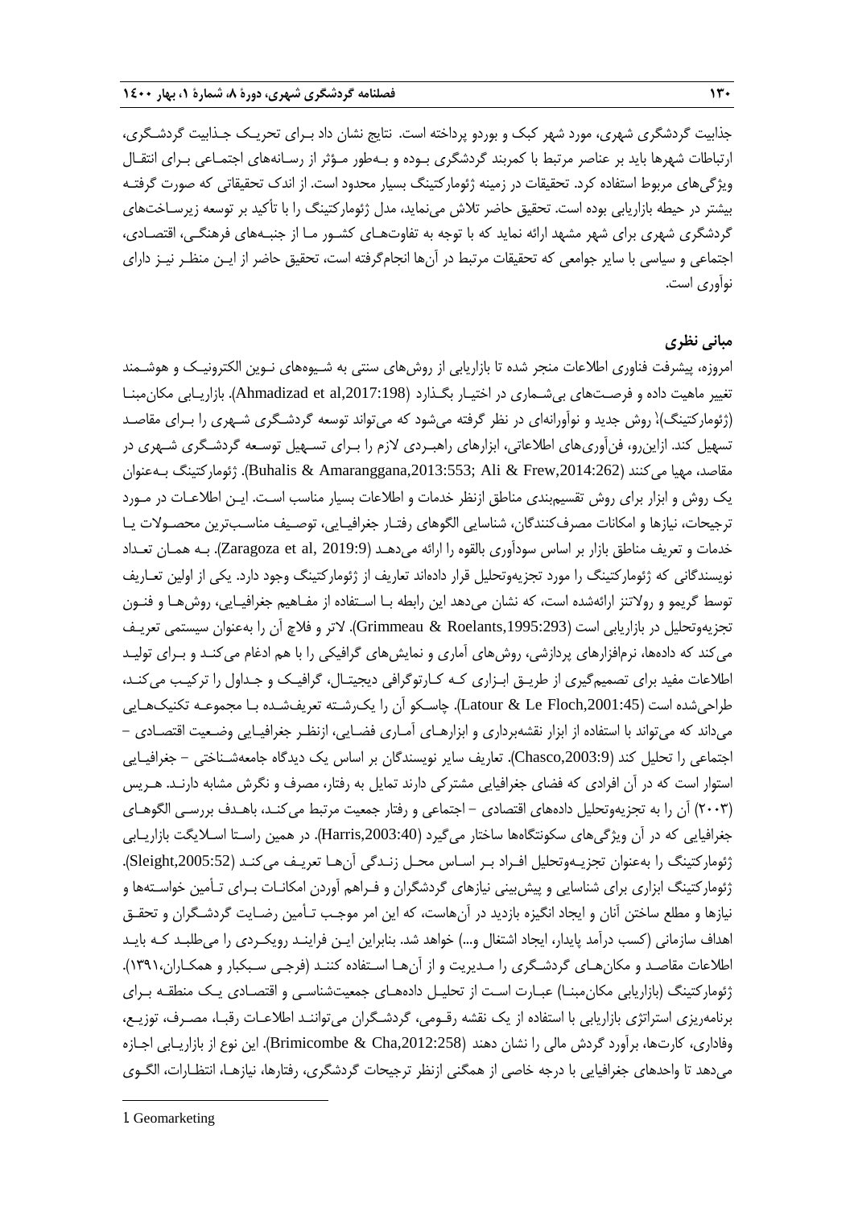جذابیت گردشگری شهری، مورد شهر کبک و بوردو پرداخته است. نتایج نشان داد بـرای تحریـک جـذابیت گردشـگری، ارتباطات شهرها باید بر عناصر مرتبط با کمربند گردشگری بـوده و بـه‌طور مـؤثر از رسـانه‌های اجتمـاعی بـرای انتقـال ویژگی‌های مربوط استفاده کرد. تحقیقات در زمینه ژئومارکتینگ بسیار محدود است. از اندک تحقیقاتی که صورت گرفتـه بیشتر در حیطه بازاریابی بوده است. تحقیق حاضر تلاش می‌نماید، مدل ژئومارکتینگ را با تأکید بر توسعه زیرسـاخت‌های گردشگری شهری برای شهر مشهد ارائه نماید که با توجه به تفاوت‌هـای کشـور مـا از جنبـه‌های فرهنگـی، اقتصـادی، اجتماعی و سیاسی با سایر جوامعی که تحقیقات مرتبط در آن‌ها انجام‌گرفته است، تحقیق حاضر از ایـن منظـر نیـز دارای نوآوری است.

## مبانی نظری

امروزه، پیشرفت فناوری اطلاعات منجر شده تا بازاریابی از روش‌های سنتی به شـیوه‌های نـوین الکترونیـک و هوشـمند تغییر ماهیت داده و فرصـت‌های بی‌شـماری در اختیـار بگـذارد (Ahmadizad et al,2017:198). بازاریـابی مکان‌مبنـا (ژئومارکتینگ)[1] روش جدید و نوآورانه‌ای در نظر گرفته می‌شود که می‌تواند توسعه گردشـگری شـهری را بـرای مقاصـد تسهیل کند. ازاین‌رو، فن‌آوری‌های اطلاعاتی، ابزارهای راهبـردی لازم را بـرای تسـهیل توسـعه گردشـگری شـهری در مقاصد، مهیا می‌کنند (Buhalis & Amaranggana,2013:553; Ali & Frew,2014:262). ژئومارکتینگ بـه‌عنوان یک روش و ابزار برای روش تقسیم‌بندی مناطق ازنظر خدمات و اطلاعات بسیار مناسب اسـت. ایـن اطلاعـات در مـورد ترجیحات، نیازها و امکانات مصرف‌کنندگان، شناسایی الگوهای رفتـار جغرافیـایی، توصـیف مناسـب‌ترین محصـولات یـا خدمات و تعریف مناطق بازار بر اساس سودآوری بالقوه را ارائه می‌دهـد (Zaragoza et al, 2019:9). بـه همـان تعـداد نویسندگانی که ژئومارکتینگ را مورد تجزیه‌وتحلیل قرار داده‌اند تعاریف از ژئومارکتینگ وجود دارد. یکی از اولین تعـاریف توسط گریمو و رولانتز ارائه‌شده است، که نشان می‌دهد این رابطه بـا اسـتفاده از مفـاهیم جغرافیـایی، روش‌هـا و فنـون تجزیه‌وتحلیل در بازاریابی است (Grimmeau & Roelants,1995:293). لاتر و فلاچ آن را به‌عنوان سیستمی تعریـف می‌کند که داده‌ها، نرم‌افزارهای پردازشی، روش‌های آماری و نمایش‌های گرافیکی را با هم ادغام می‌کنـد و بـرای تولیـد اطلاعات مفید برای تصمیم‌گیری از طریـق ابـزاری کـه کـارتوگرافی دیجیتـال، گرافیـک و جـداول را ترکیـب می‌کنـد، طراحی‌شده است (Latour & Le Floch,2001:45). چاسکو آن را یک‌رشـته تعریف‌شـده بـا مجموعـه تکنیک‌هـایی می‌داند که می‌تواند با استفاده از ابزار نقشه‌برداری و ابزارهـای آمـاری فضـایی، ازنظـر جغرافیـایی وضـعیت اقتصـادی – اجتماعی را تحلیل کند (Chasco,2003:9). تعاریف سایر نویسندگان بر اساس یک دیدگاه جامعه‌شـناختی – جغرافیـایی استوار است که در آن افرادی که فضای جغرافیایی مشترکی دارند تمایل به رفتار، مصرف و نگرش مشابه دارنـد. هـریس (۲۰۰۳) آن را به تجزیه‌وتحلیل داده‌های اقتصادی – اجتماعی و رفتار جمعیت مرتبط می‌کنـد، باهـدف بررسـی الگوهـای جغرافیایی که در آن ویژگی‌های سکونتگاه‌ها ساختار می‌گیرد (Harris,2003:40). در همین راسـتا اسـلایگت بازاریـابی ژئومارکتینگ را به‌عنوان تجزیـه‌وتحلیل افـراد بـر اسـاس محـل زنـدگی آن‌هـا تعریـف می‌کنـد (Sleight,2005:52). ژئومارکتینگ ابزاری برای شناسایی و پیش‌بینی نیازهای گردشگران و فـراهم آوردن امکانـات بـرای تـأمین خواسـته‌ها و نیازها و مطلع ساختن آنان و ایجاد انگیزه بازدید در آن‌هاست، که این امر موجـب تـأمین رضـایت گردشـگران و تحقـق اهداف سازمانی (کسب درآمد پایدار، ایجاد اشتغال و...) خواهد شد. بنابراین ایـن فراینـد رویکـردی را می‌طلبـد کـه بایـد اطلاعات مقاصـد و مکان‌هـای گردشـگری را مـدیریت و از آن‌هـا اسـتفاده کننـد (فرجـی سـبکبار و همکـاران،۱۳۹۱). ژئومارکتینگ (بازاریابی مکان‌مبنـا) عبـارت اسـت از تحلیـل داده‌هـای جمعیت‌شناسـی و اقتصـادی یـک منطقـه بـرای برنامه‌ریزی استراتژی بازاریابی با استفاده از یک نقشه رقـومی، گردشـگران می‌تواننـد اطلاعـات رقبـا، مصـرف، توزیـع، وفاداری، کارت‌ها، برآورد گردش مالی را نشان دهند (Brimicombe & Cha,2012:258). این نوع از بازاریـابی اجـازه می‌دهد تا واحدهای جغرافیایی با درجه خاصی از همگنی ازنظر ترجیحات گردشگری، رفتارها، نیازهـا، انتظـارات، الگـوی

---

1. Geomarketing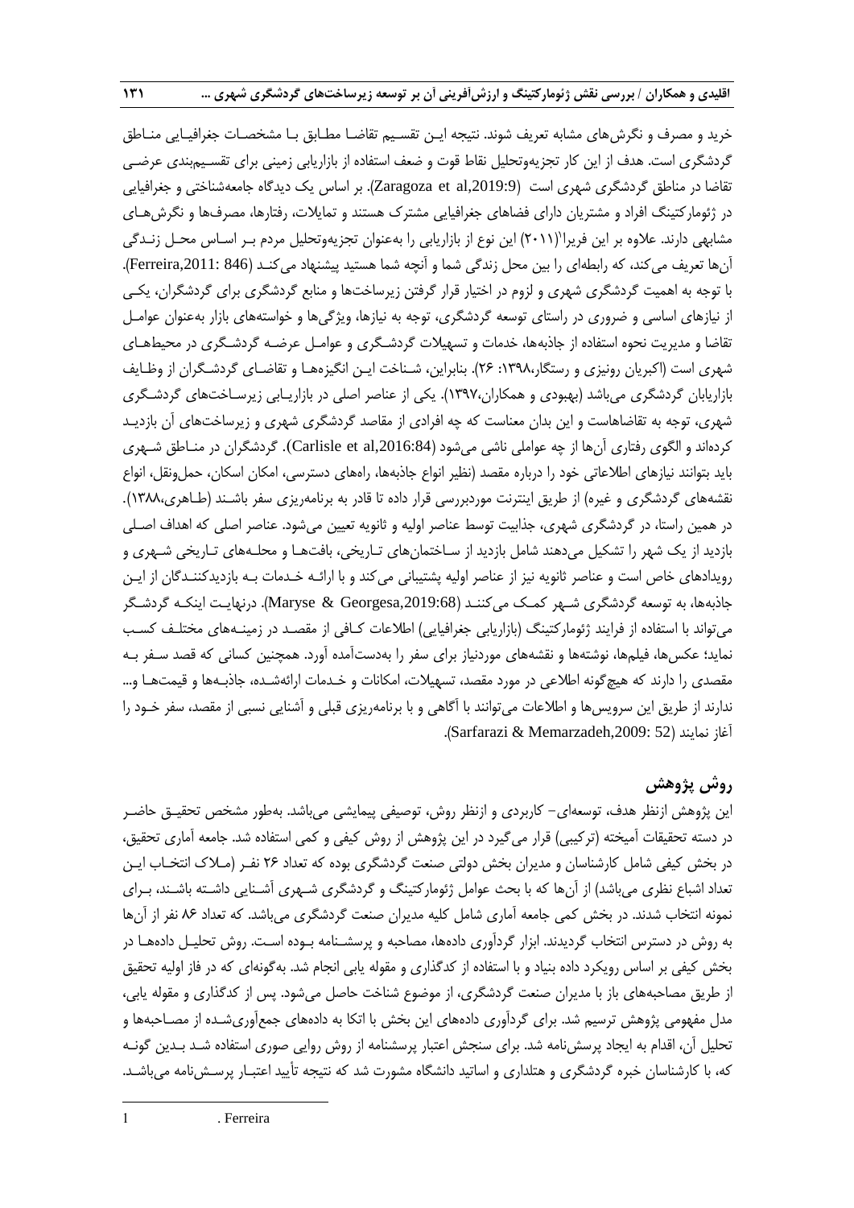خرید و مصرف و نگرش‌های مشابه تعریف شوند. نتیجه این تقسیم تقاضا مطابق با مشخصات جغرافیایی مناطق گردشگری است. هدف از این کار تجزیه‌وتحلیل نقاط قوت و ضعف استفاده از بازاریابی زمینی برای تقسیم‌بندی عرضی تقاضا در مناطق گردشگری شهری است (Zaragoza et al,2019:9). بر اساس یک دیدگاه جامعه‌شناختی و جغرافیایی در ژئومارکتینگ افراد و مشتریان دارای فضاهای جغرافیایی مشترک هستند و تمایلات، رفتارها، مصرف‌ها و نگرش‌های مشابهی دارند. علاوه بر این فریرا[1](۲۰۱۱) این نوع از بازاریابی را به‌عنوان تجزیه‌وتحلیل مردم بر اساس محل زندگی آن‌ها تعریف می‌کند، که رابطه‌ای را بین محل زندگی شما و آنچه شما هستید پیشنهاد می‌کند (Ferreira,2011: 846). با توجه به اهمیت گردشگری شهری و لزوم در اختیار قرار گرفتن زیرساخت‌ها و منابع گردشگری برای گردشگران، یکی از نیازهای اساسی و ضروری در راستای توسعه گردشگری، توجه به نیازها، ویژگی‌ها و خواسته‌های بازار به‌عنوان عوامل تقاضا و مدیریت نحوه استفاده از جاذبه‌ها، خدمات و تسهیلات گردشگری و عوامل عرضه گردشگری در محیط‌های شهری است (اکبریان رونیزی و رستگار،۱۳۹۸: ۲۶). بنابراین، شناخت این انگیزه‌ها و تقاضای گردشگران از وظایف بازاریابان گردشگری می‌باشد (بهبودی و همکاران،۱۳۹۷). یکی از عناصر اصلی در بازاریابی زیرساخت‌های گردشگری شهری، توجه به تقاضاهاست و این بدان معناست که چه افرادی از مقاصد گردشگری شهری و زیرساخت‌های آن بازدید کرده‌اند و الگوی رفتاری آن‌ها از چه عواملی ناشی می‌شود (Carlisle et al,2016:84). گردشگران در مناطق شهری باید بتوانند نیازهای اطلاعاتی خود را درباره مقصد (نظیر انواع جاذبه‌ها، راه‌های دسترسی، امکان اسکان، حمل‌ونقل، انواع نقشه‌های گردشگری و غیره) از طریق اینترنت موردبررسی قرار داده تا قادر به برنامه‌ریزی سفر باشند (طاهری،۱۳۸۸). در همین راستا، در گردشگری شهری، جذابیت توسط عناصر اولیه و ثانویه تعیین می‌شود. عناصر اصلی که اهداف اصلی بازدید از یک شهر را تشکیل می‌دهند شامل بازدید از ساختمان‌های تاریخی، بافت‌ها و محله‌های تاریخی شهری و رویدادهای خاص است و عناصر ثانویه نیز از عناصر اولیه پشتیبانی می‌کند و با ارائه خدمات به بازدیدکنندگان از این جاذبه‌ها، به توسعه گردشگری شهر کمک می‌کنند (Maryse & Georgesa,2019:68). درنهایت اینکه گردشگر می‌تواند با استفاده از فرایند ژئومارکتینگ (بازاریابی جغرافیایی) اطلاعات کافی از مقصد در زمینه‌های مختلف کسب نماید؛ عکس‌ها، فیلم‌ها، نوشته‌ها و نقشه‌های موردنیاز برای سفر را به‌دست‌آمده آورد. همچنین کسانی که قصد سفر به مقصدی را دارند که هیچ‌گونه اطلاعی در مورد مقصد، تسهیلات، امکانات و خدمات ارائه‌شده، جاذبه‌ها و قیمت‌ها و... ندارند از طریق این سرویس‌ها و اطلاعات می‌توانند با آگاهی و با برنامه‌ریزی قبلی و آشنایی نسبی از مقصد، سفر خود را آغاز نمایند (Sarfarazi & Memarzadeh,2009: 52).

## روش پژوهش

این پژوهش ازنظر هدف، توسعه‌ای- کاربردی و ازنظر روش، توصیفی پیمایشی می‌باشد. به‌طور مشخص تحقیق حاضر در دسته تحقیقات آمیخته (ترکیبی) قرار می‌گیرد در این پژوهش از روش کیفی و کمی استفاده شد. جامعه آماری تحقیق، در بخش کیفی شامل کارشناسان و مدیران بخش دولتی صنعت گردشگری بوده که تعداد ۲۶ نفر (ملاک انتخاب این تعداد اشباع نظری می‌باشد) از آن‌ها که با بحث عوامل ژئومارکتینگ و گردشگری شهری آشنایی داشته باشند، برای نمونه انتخاب شدند. در بخش کمی جامعه آماری شامل کلیه مدیران صنعت گردشگری می‌باشد. که تعداد ۸۶ نفر از آن‌ها به روش در دسترس انتخاب گردیدند. ابزار گردآوری داده‌ها، مصاحبه و پرسشنامه بوده است. روش تحلیل داده‌ها در بخش کیفی بر اساس رویکرد داده بنیاد و با استفاده از کدگذاری و مقوله یابی انجام شد. به‌گونه‌ای که در فاز اولیه تحقیق از طریق مصاحبه‌های باز با مدیران صنعت گردشگری، از موضوع شناخت حاصل می‌شود. پس از کدگذاری و مقوله یابی، مدل مفهومی پژوهش ترسیم شد. برای گردآوری داده‌های این بخش با اتکا به داده‌های جمع‌آوری‌شده از مصاحبه‌ها و تحلیل آن، اقدام به ایجاد پرسش‌نامه شد. برای سنجش اعتبار پرسشنامه از روش روایی صوری استفاده شد بدین گونه که، با کارشناسان خبره گردشگری و هتلداری و اساتید دانشگاه مشورت شد که نتیجه تأیید اعتبار پرسش‌نامه می‌باشد.

---

1 . Ferreira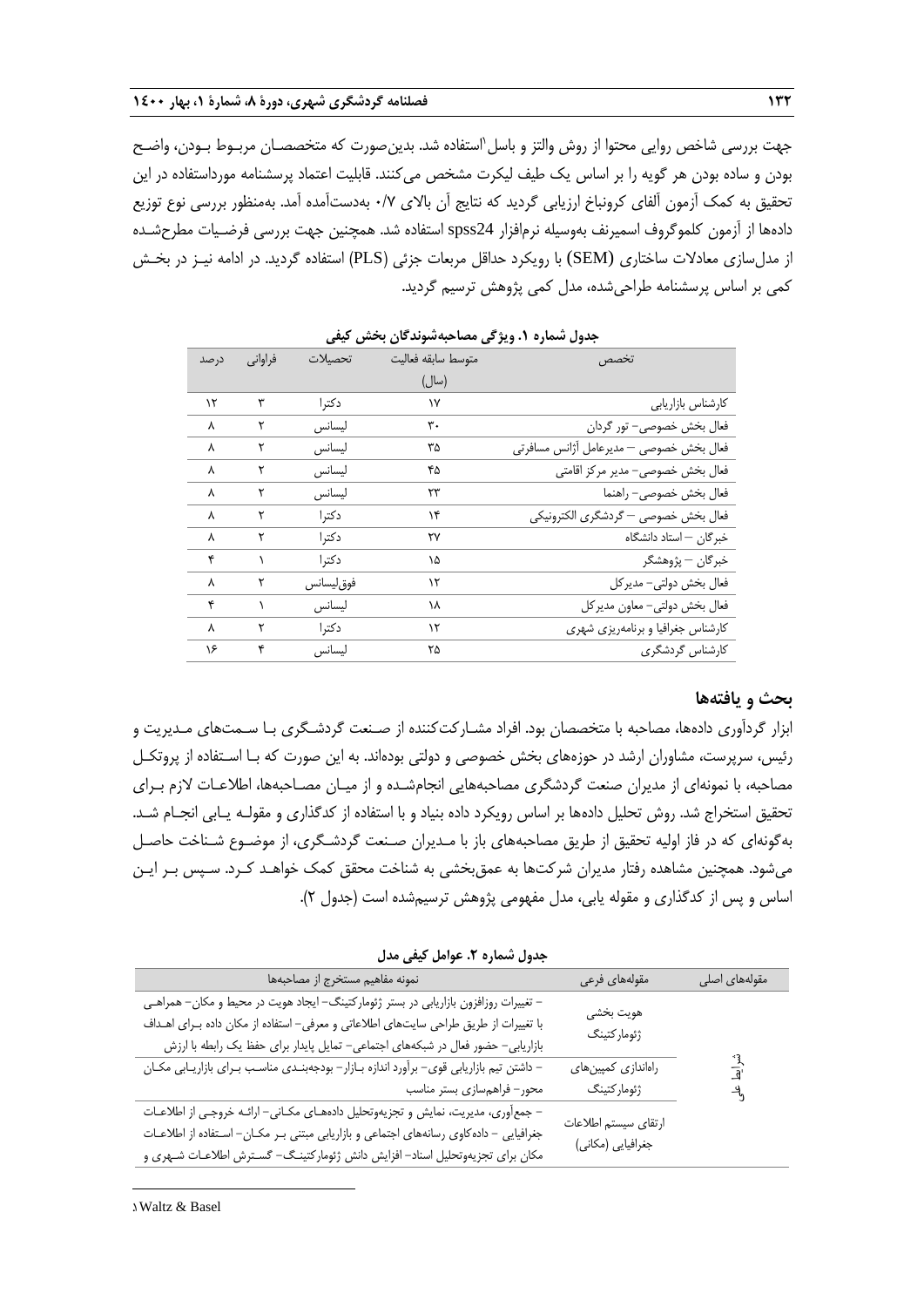جهت بررسی شاخص روایی محتوا از روش والتز و باسل[1]استفاده شد. بدین‌صورت که متخصصـان مربـوط بـودن، واضـح بودن و ساده بودن هر گویه را بر اساس یک طیف لیکرت مشخص می‌کنند. قابلیت اعتماد پرسشنامه مورداستفاده در این تحقیق به کمک آزمون آلفای کرونباخ ارزیابی گردید که نتایج آن بالای ۰/۷ به‌دست‌آمده آمد. به‌منظور بررسی نوع توزیع داده‌ها از آزمون کلموگروف اسمیرنف به‌وسیله نرم‌افزار spss24 استفاده شد. همچنین جهت بررسی فرضـیات مطرح‌شـده از مدل‌سازی معادلات ساختاری (SEM) با رویکرد حداقل مربعات جزئی (PLS) استفاده گردید. در ادامه نیـز در بخـش کمی بر اساس پرسشنامه طراحی‌شده، مدل کمی پژوهش ترسیم گردید.

**جدول شماره ۱. ویژگی مصاحبه‌شوندگان بخش کیفی**

| تخصص | متوسط سابقه فعالیت (سال) | تحصیلات | فراوانی | درصد |
|---|---|---|---|---|
| کارشناس بازاریابی | ۱۷ | دکترا | ۳ | ۱۲ |
| فعال بخش خصوصی- تور گردان | ۳۰ | لیسانس | ۲ | ۸ |
| فعال بخش خصوصی – مدیرعامل آژانس مسافرتی | ۳۵ | لیسانس | ۲ | ۸ |
| فعال بخش خصوصی- مدیر مرکز اقامتی | ۴۵ | لیسانس | ۲ | ۸ |
| فعال بخش خصوصی- راهنما | ۲۳ | لیسانس | ۲ | ۸ |
| فعال بخش خصوصی – گردشگری الکترونیکی | ۱۴ | دکترا | ۲ | ۸ |
| خبرگان – استاد دانشگاه | ۲۷ | دکترا | ۲ | ۸ |
| خبرگان – پژوهشگر | ۱۵ | دکترا | ۱ | ۴ |
| فعال بخش دولتی- مدیرکل | ۱۲ | فوق‌لیسانس | ۲ | ۸ |
| فعال بخش دولتی- معاون مدیرکل | ۱۸ | لیسانس | ۱ | ۴ |
| کارشناس جغرافیا و برنامه‌ریزی شهری | ۱۲ | دکترا | ۲ | ۸ |
| کارشناس گردشگری | ۲۵ | لیسانس | ۴ | ۱۶ |

## بحث و یافته‌ها

ابزار گردآوری داده‌ها، مصاحبه با متخصصان بود. افراد مشـارکت‌کننده از صـنعت گردشـگری بـا سـمت‌های مـدیریت و رئیس، سرپرست، مشاوران ارشد در حوزه‌های بخش خصوصی و دولتی بوده‌اند. به این صورت که بـا اسـتفاده از پروتکـل مصاحبه، با نمونه‌ای از مدیران صنعت گردشگری مصاحبه‌هایی انجام‌شـده و از میـان مصـاحبه‌ها، اطلاعـات لازم بـرای تحقیق استخراج شد. روش تحلیل داده‌ها بر اساس رویکرد داده بنیاد و با استفاده از کدگذاری و مقولـه یـابی انجـام شـد. به‌گونه‌ای که در فاز اولیه تحقیق از طریق مصاحبه‌های باز با مـدیران صـنعت گردشـگری، از موضـوع شـناخت حاصـل می‌شود. همچنین مشاهده رفتار مدیران شرکت‌ها به عمق‌بخشی به شناخت محقق کمک خواهـد کـرد. سـپس بـر ایـن اساس و پس از کدگذاری و مقوله یابی، مدل مفهومی پژوهش ترسیم‌شده است (جدول ۲).

**جدول شماره ۲. عوامل کیفی مدل**

| مقوله‌های اصلی | مقوله‌های فرعی | نمونه مفاهیم مستخرج از مصاحبه‌ها |
|---|---|---|
| علّی | هویت بخشی ژئومارکتینگ | – تغییرات روزافزون بازاریابی در بستر ژئومارکتینگ- ایجاد هویت در محیط و مکان- همراهـی با تغییرات از طریق طراحی سایت‌های اطلاعاتی و معرفی- استفاده از مکان داده بـرای اهـداف بازاریابی- حضور فعال در شبکه‌های اجتماعی- تمایل پایدار برای حفظ یک رابطه با ارزش |
| | راه‌اندازی کمپین‌های ژئومارکتینگ | – داشتن تیم بازاریابی قوی- برآورد اندازه بـازار- بودجه‌بنـدی مناسـب بـرای بازاریـابی مکـان محور- فراهم‌سازی بستر مناسب |
| | ارتقای سیستم اطلاعات جغرافیایی (مکانی) | – جمع‌آوری، مدیریت، نمایش و تجزیه‌وتحلیل داده‌هـای مکـانی- ارائـه خروجـی از اطلاعـات جغرافیایی – داده‌کاوی رسانه‌های اجتماعی و بازاریابی مبتنی بـر مکـان- اسـتفاده از اطلاعـات مکان برای تجزیه‌وتحلیل اسناد- افزایش دانش ژئومارکتینـگ- گسـترش اطلاعـات شـهری و |

[1] Waltz & Basel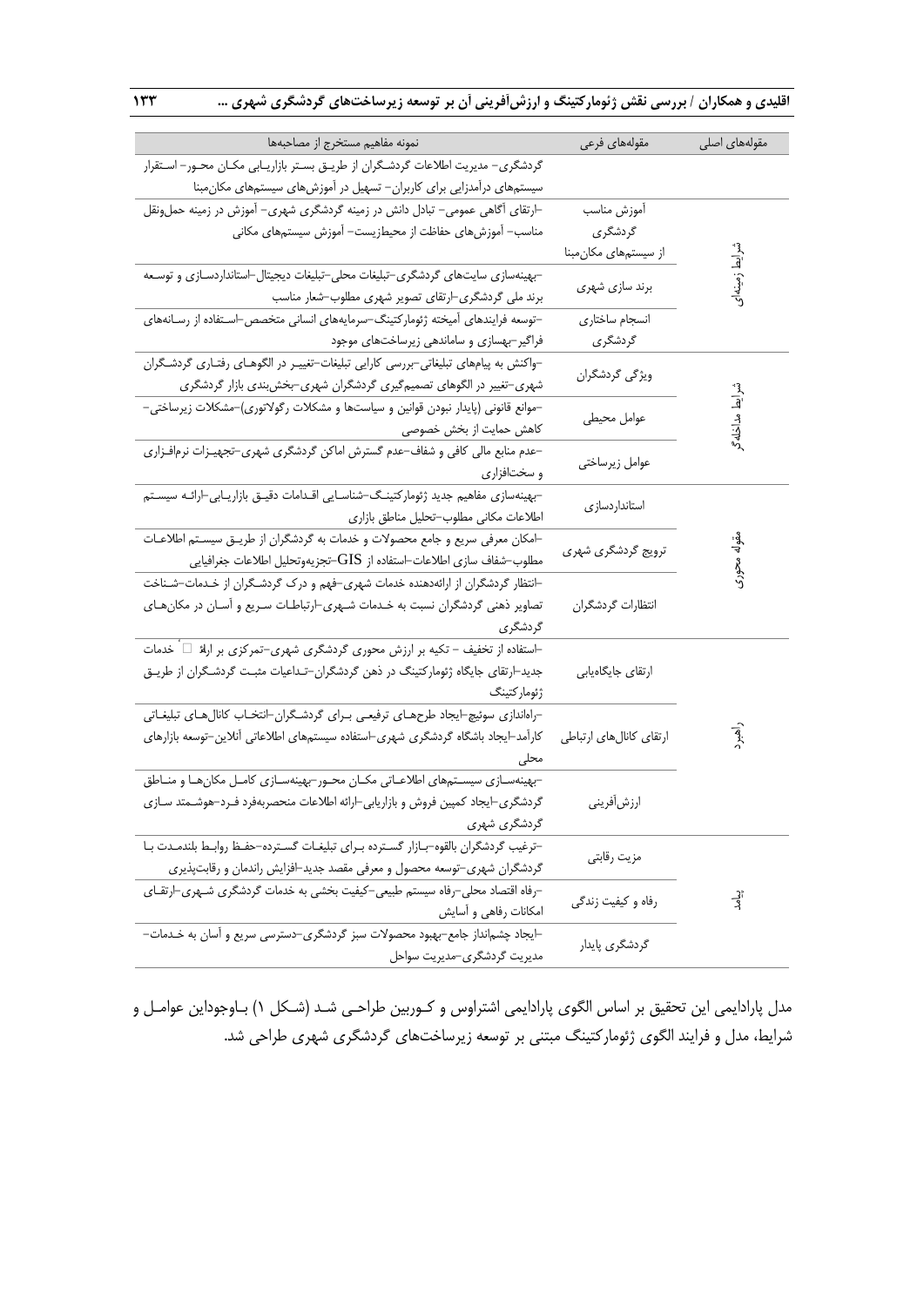| مقوله‌های اصلی | مقوله‌های فرعی | نمونه مفاهیم مستخرج از مصاحبه‌ها |
|---|---|---|
| | | گردشگری- مدیریت اطلاعات گردشگران از طریق بستر بازاریابی مکان محور- استقرار سیستم‌های درآمدزایی برای کاربران- تسهیل در آموزش‌های سیستم‌های مکان‌مبنا |
| شرایط زمینه‌ای | آموزش مناسب گردشگری از سیستم‌های مکان‌مبنا | -ارتقای آگاهی عمومی- تبادل دانش در زمینه گردشگری شهری- آموزش در زمینه حمل‌ونقل مناسب- آموزش‌های حفاظت از محیط‌زیست- آموزش سیستم‌های مکانی |
| | برند سازی شهری | -بهینه‌سازی سایت‌های گردشگری-تبلیغات محلی-تبلیغات دیجیتال-استانداردسازی و توسعه برند ملی گردشگری-ارتقای تصویر شهری مطلوب-شعار مناسب |
| | انسجام ساختاری گردشگری | -توسعه فرایندهای آمیخته ژئومارکتینگ-سرمایه‌های انسانی متخصص-استفاده از رسانه‌های فراگیر-بهسازی و ساماندهی زیرساخت‌های موجود |
| شرایط مداخله‌گر | ویژگی گردشگران | -واکنش به پیام‌های تبلیغاتی-بررسی کارایی تبلیغات-تغییر در الگوهای رفتاری گردشگران شهری-تغییر در الگوهای تصمیم‌گیری گردشگران شهری-بخش‌بندی بازار گردشگری |
| | عوامل محیطی | -موانع قانونی (پایدار نبودن قوانین و سیاست‌ها و مشکلات رگولاتوری)-مشکلات زیرساختی-کاهش حمایت از بخش خصوصی |
| | عوامل زیرساختی | -عدم منابع مالی کافی و شفاف-عدم گسترش اماکن گردشگری شهری-تجهیزات نرم‌افزاری و سخت‌افزاری |
| مقوله محوری | استانداردسازی | -بهینه‌سازی مفاهیم جدید ژئومارکتینگ-شناسایی اقدامات دقیق بازاریابی-ارائه سیستم اطلاعات مکانی مطلوب-تحلیل مناطق بازاری |
| | ترویج گردشگری شهری | -امکان معرفی سریع و جامع محصولات و خدمات به گردشگران از طریق سیستم اطلاعات مطلوب-شفاف سازی اطلاعات-استفاده از GIS-تجزیه‌وتحلیل اطلاعات جغرافیایی |
| | انتظارات گردشگران | -انتظار گردشگران از ارائه‌دهنده خدمات شهری-فهم و درک گردشگران از خدمات-شناخت تصاویر ذهنی گردشگران نسبت به خدمات شهری-ارتباطات سریع و آسان در مکان‌های گردشگری |
| راهبرد | ارتقای جایگاه‌یابی | -استفاده از تخفیف - تکیه بر ارزش محوری گردشگری شهری-تمرکزی بر ارائه خدمات جدید-ارتقای جایگاه ژئومارکتینگ در ذهن گردشگران-تداعیات مثبت گردشگران از طریق ژئومارکتینگ |
| | ارتقای کانال‌های ارتباطی | -راه‌اندازی سوئیچ-ایجاد طرح‌های ترفیعی برای گردشگران-انتخاب کانال‌های تبلیغاتی کارآمد-ایجاد باشگاه گردشگری شهری-استفاده سیستم‌های اطلاعاتی آنلاین-توسعه بازارهای محلی |
| | ارزش‌آفرینی | -بهینه‌سازی سیستم‌های اطلاعاتی مکان محور-بهینه‌سازی کامل مکان‌ها و مناطق گردشگری-ایجاد کمپین فروش و بازاریابی-ارائه اطلاعات منحصربه‌فرد فرد-هوشمند سازی گردشگری شهری |
| پیامد | مزیت رقابتی | -ترغیب گردشگران بالقوه-بازار گسترده برای تبلیغات گسترده-حفظ روابط بلندمدت با گردشگران شهری-توسعه محصول و معرفی مقصد جدید-افزایش راندمان و رقابت‌پذیری |
| | رفاه و کیفیت زندگی | -رفاه اقتصاد محلی-رفاه سیستم طبیعی-کیفیت بخشی به خدمات گردشگری شهری-ارتقای امکانات رفاهی و آسایش |
| | گردشگری پایدار | -ایجاد چشم‌انداز جامع-بهبود محصولات سبز گردشگری-دسترسی سریع و آسان به خدمات-مدیریت گردشگری-مدیریت سواحل |

مدل پارادایمی این تحقیق بر اساس الگوی پارادایمی اشتراوس و کوربین طراحی شد (شکل ۱) باوجوداین عوامل و شرایط، مدل و فرایند الگوی ژئومارکتینگ مبتنی بر توسعه زیرساخت‌های گردشگری شهری طراحی شد.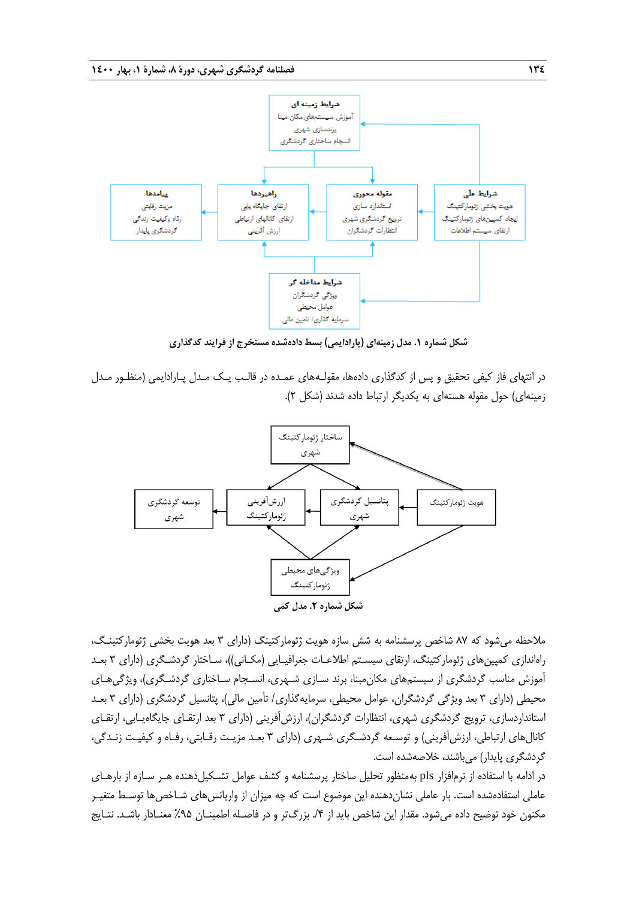شرایط زمینه ای
آموزش سیستم‌های مکان مبنا
برندسازی شهری
انسجام ساختاری گردشگری

شرایط علّی
هویت بخشی ژئومارکتینگ
ایجاد کمپین‌های ژئومارکتینگ
ارتقای سیستم اطلاعات

مقوله محوری
استاندارد سازی
ترویج گردشگری شهری
انتظارات گردشگران

راهبردها
ارتقای جایگاه یابی
ارتقای کانالهای ارتباطی
ارزش آفرینی

پیامدها
مزیت رقابتی
رفاه وکیفیت زندگی
گردشگری پایدار

شرایط مداخله گر
ویژگی گردشگران
عوامل محیطی
سرمایه گذاری/ تامین مالی

**شکل شماره ۱. مدل زمینه‌ای (پارادایمی) بسط داده‌شده مستخرج از فرایند کدگذاری**

در انتهای فاز کیفی تحقیق و پس از کدگذاری داده‌ها، مقوله‌های عمده در قالب یک مدل پارادایمی (منظور مدل زمینه‌ای) حول مقوله هسته‌ای به یکدیگر ارتباط داده شدند (شکل ۲).

ساختار ژئومارکتینگ شهری

هویت ژئومارکتینگ

پتانسیل گردشگری شهری

ارزش‌آفرینی ژئومارکتینگ

توسعه گردشگری شهری

ویژگی‌های محیطی ژئومارکتینگ

**شکل شماره ۲. مدل کمی**

ملاحظه می‌شود که ۸۷ شاخص پرسشنامه به شش سازه هویت ژئومارکتینگ (دارای ۳ بعد هویت بخشی ژئومارکتینگ، راه‌اندازی کمپین‌های ژئومارکتینگ، ارتقای سیستم اطلاعات جغرافیایی (مکانی))، ساختار گردشگری (دارای ۳ بعد آموزش مناسب گردشگری از سیستم‌های مکان‌مبنا، برند سازی شهری، انسجام ساختاری گردشگری)، ویژگی‌های محیطی (دارای ۳ بعد ویژگی گردشگران، عوامل محیطی، سرمایه‌گذاری/ تأمین مالی)، پتانسیل گردشگری (دارای ۳ بعد استانداردسازی، ترویج گردشگری شهری، انتظارات گردشگران)، ارزش‌آفرینی (دارای ۳ بعد ارتقای جایگاه‌یابی، ارتقای کانال‌های ارتباطی، ارزش‌آفرینی) و توسعه گردشگری شهری (دارای ۳ بعد مزیت رقابتی، رفاه و کیفیت زندگی، گردشگری پایدار) می‌باشند، خلاصه‌شده است.

در ادامه با استفاده از نرم‌افزار pls به‌منظور تحلیل ساختار پرسشنامه و کشف عوامل تشکیل‌دهنده هر سازه از بارهای عاملی استفاده‌شده است. بار عاملی نشان‌دهنده این موضوع است که چه میزان از واریانس‌های شاخص‌ها توسط متغیر مکنون خود توضیح داده می‌شود. مقدار این شاخص باید از ۰/۴ بزرگ‌تر و در فاصله اطمینان ۹۵٪ معنادار باشد. نتایج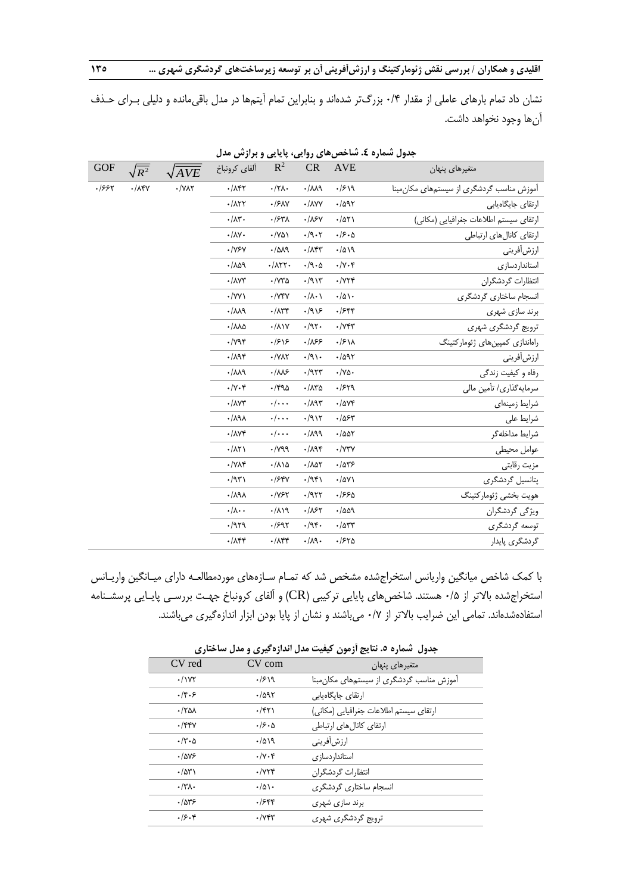نشان داد تمام بارهای عاملی از مقدار ۰/۴ بزرگ‌تر شده‌اند و بنابراین تمام آیتم‌ها در مدل باقی‌مانده و دلیلی بـرای حـذف آن‌ها وجود نخواهد داشت.

**جدول شماره ٤. شاخص‌های روایی، پایایی و برازش مدل**

| متغیرهای پنهان | AVE | CR | $R^2$ | آلفای کرونباخ | $\sqrt{AVE}$ | $\sqrt{R^2}$ | GOF |
|---|---|---|---|---|---|---|---|
| آموزش مناسب گردشگری از سیستم‌های مکان‌مبنا | ۰/۶۱۹ | ۰/۸۸۹ | ۰/۲۸۰ | ۰/۸۴۲ | ۰/۷۸۲ | ۰/۸۴۷ | ۰/۶۶۲ |
| ارتقای جایگاه‌یابی | ۰/۵۹۲ | ۰/۸۷۷ | ۰/۶۸۷ | ۰/۸۲۲ | | | |
| ارتقای سیستم اطلاعات جغرافیایی (مکانی) | ۰/۵۲۱ | ۰/۸۶۷ | ۰/۶۳۸ | ۰/۸۳۰ | | | |
| ارتقای کانال‌های ارتباطی | ۰/۶۰۵ | ۰/۹۰۲ | ۰/۷۵۱ | ۰/۸۷۰ | | | |
| ارزش‌آفرینی | ۰/۵۱۹ | ۰/۸۴۳ | ۰/۵۸۹ | ۰/۷۶۷ | | | |
| استانداردسازی | ۰/۷۰۴ | ۰/۹۰۵ | ۰/۸۲۲۰ | ۰/۸۵۹ | | | |
| انتظارات گردشگران | ۰/۷۲۴ | ۰/۹۱۳ | ۰/۷۳۵ | ۰/۸۷۳ | | | |
| انسجام ساختاری گردشگری | ۰/۵۱۰ | ۰/۸۰۱ | ۰/۷۴۷ | ۰/۷۷۱ | | | |
| برند سازی شهری | ۰/۶۴۴ | ۰/۹۱۶ | ۰/۸۳۴ | ۰/۸۸۹ | | | |
| ترویج گردشگری شهری | ۰/۷۴۳ | ۰/۹۲۰ | ۰/۸۱۷ | ۰/۸۸۵ | | | |
| راه‌اندازی کمپین‌های ژئومارکتینگ | ۰/۶۱۸ | ۰/۸۶۶ | ۰/۶۱۶ | ۰/۷۹۴ | | | |
| ارزش‌آفرینی | ۰/۵۹۲ | ۰/۹۱۰ | ۰/۷۸۲ | ۰/۸۹۴ | | | |
| رفاه و کیفیت زندگی | ۰/۷۵۰ | ۰/۹۲۳ | ۰/۸۸۶ | ۰/۸۸۹ | | | |
| سرمایه‌گذاری/ تأمین مالی | ۰/۶۲۹ | ۰/۸۳۵ | ۰/۴۹۵ | ۰/۷۰۴ | | | |
| شرایط زمینه‌ای | ۰/۵۷۴ | ۰/۸۹۳ | ۰/۰۰۰ | ۰/۸۷۳ | | | |
| شرایط علی | ۰/۵۶۳ | ۰/۹۱۲ | ۰/۰۰۰ | ۰/۸۹۸ | | | |
| شرایط مداخله‌گر | ۰/۵۵۲ | ۰/۸۹۹ | ۰/۰۰۰ | ۰/۸۷۴ | | | |
| عوامل محیطی | ۰/۷۳۷ | ۰/۸۹۴ | ۰/۷۹۹ | ۰/۸۲۱ | | | |
| مزیت رقابتی | ۰/۵۳۶ | ۰/۸۵۲ | ۰/۸۱۵ | ۰/۷۸۴ | | | |
| پتانسیل گردشگری | ۰/۵۷۱ | ۰/۹۴۱ | ۰/۶۴۷ | ۰/۹۳۱ | | | |
| هویت بخشی ژئومارکتینگ | ۰/۶۶۵ | ۰/۹۲۲ | ۰/۷۶۲ | ۰/۸۹۸ | | | |
| ویژگی گردشگران | ۰/۵۵۹ | ۰/۸۶۲ | ۰/۸۱۹ | ۰/۸۰۰ | | | |
| توسعه گردشگری | ۰/۵۳۳ | ۰/۹۴۰ | ۰/۶۹۲ | ۰/۹۲۹ | | | |
| گردشگری پایدار | ۰/۶۲۵ | ۰/۸۹۰ | ۰/۸۴۴ | ۰/۸۴۴ | | | |

با کمک شاخص میانگین واریانس استخراج‌شده مشخص شد که تمـام سـازه‌های موردمطالعـه دارای میـانگین واریـانس استخراج‌شده بالاتر از ۰/۵ هستند. شاخص‌های پایایی ترکیبی (CR) و آلفای کرونباخ جهـت بررسـی پایـایی پرسشـنامه استفاده‌شده‌اند. تمامی این ضرایب بالاتر از ۰/۷ می‌باشند و نشان از پایا بودن ابزار اندازه‌گیری می‌باشند.

**جدول شماره ۵. نتایج آزمون کیفیت مدل اندازه‌گیری و مدل ساختاری**

| متغیرهای پنهان | CV com | CV red |
|---|---|---|
| آموزش مناسب گردشگری از سیستم‌های مکان‌مبنا | ۰/۶۱۹ | ۰/۱۷۲ |
| ارتقای جایگاه‌یابی | ۰/۵۹۲ | ۰/۴۰۶ |
| ارتقای سیستم اطلاعات جغرافیایی (مکانی) | ۰/۴۲۱ | ۰/۲۵۸ |
| ارتقای کانال‌های ارتباطی | ۰/۶۰۵ | ۰/۴۴۷ |
| ارزش‌آفرینی | ۰/۵۱۹ | ۰/۳۰۵ |
| استانداردسازی | ۰/۷۰۴ | ۰/۵۷۶ |
| انتظارات گردشگران | ۰/۷۲۴ | ۰/۵۳۱ |
| انسجام ساختاری گردشگری | ۰/۵۱۰ | ۰/۳۸۰ |
| برند سازی شهری | ۰/۶۴۴ | ۰/۵۳۶ |
| ترویج گردشگری شهری | ۰/۷۴۳ | ۰/۶۰۴ |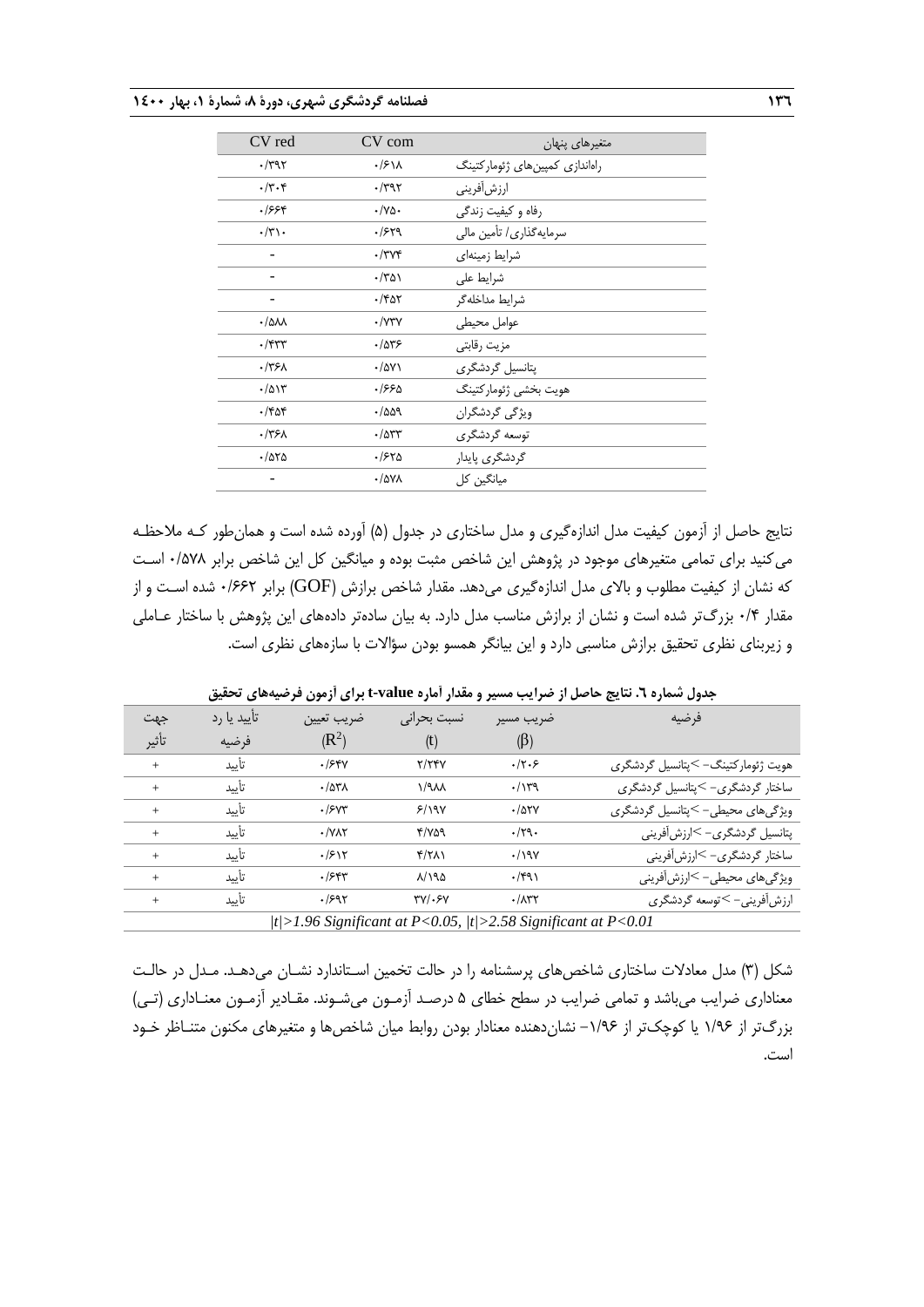| متغیرهای پنهان | CV com | CV red |
|---|---|---|
| راه‌اندازی کمپین‌های ژئومارکتینگ | ۰/۶۱۸ | ۰/۳۹۲ |
| ارزش‌آفرینی | ۰/۳۹۲ | ۰/۳۰۴ |
| رفاه و کیفیت زندگی | ۰/۷۵۰ | ۰/۶۶۴ |
| سرمایه‌گذاری/ تأمین مالی | ۰/۶۲۹ | ۰/۳۱۰ |
| شرایط زمینه‌ای | ۰/۳۷۴ | - |
| شرایط علی | ۰/۳۵۱ | - |
| شرایط مداخله‌گر | ۰/۴۵۲ | - |
| عوامل محیطی | ۰/۷۳۷ | ۰/۵۸۸ |
| مزیت رقابتی | ۰/۵۳۶ | ۰/۴۳۳ |
| پتانسیل گردشگری | ۰/۵۷۱ | ۰/۳۶۸ |
| هویت بخشی ژئومارکتینگ | ۰/۶۶۵ | ۰/۵۱۳ |
| ویژگی گردشگران | ۰/۵۵۹ | ۰/۴۵۴ |
| توسعه گردشگری | ۰/۵۳۳ | ۰/۳۶۸ |
| گردشگری پایدار | ۰/۶۲۵ | ۰/۵۲۵ |
| میانگین کل | ۰/۵۷۸ | - |

نتایج حاصل از آزمون کیفیت مدل اندازه‌گیری و مدل ساختاری در جدول (۵) آورده شده است و همان‌طور کـه ملاحظـه می‌کنید برای تمامی متغیرهای موجود در پژوهش این شاخص مثبت بوده و میانگین کل این شاخص برابر ۰/۵۷۸ اسـت که نشان از کیفیت مطلوب و بالای مدل اندازه‌گیری می‌دهد. مقدار شاخص برازش (GOF) برابر ۰/۶۶۲ شده اسـت و از مقدار ۰/۴ بزرگ‌تر شده است و نشان از برازش مناسب مدل دارد. به بیان ساده‌تر داده‌های این پژوهش با ساختار عـاملی و زیربنای نظری تحقیق برازش مناسبی دارد و این بیانگر همسو بودن سؤالات با سازه‌های نظری است.

**جدول شماره ٦. نتایج حاصل از ضرایب مسیر و مقدار آماره t-value برای آزمون فرضیه‌های تحقیق**

| فرضیه | ضریب مسیر ($\beta$) | نسبت بحرانی (t) | ضریب تعیین ($R^2$) | تأیید یا رد فرضیه | جهت تأثیر |
|---|---|---|---|---|---|
| هویت ژئومارکتینگ- >پتانسیل گردشگری | ۰/۲۰۶ | ۲/۲۴۷ | ۰/۶۴۷ | تأیید | + |
| ساختار گردشگری- >پتانسیل گردشگری | ۰/۱۳۹ | ۱/۹۸۸ | ۰/۵۳۸ | تأیید | + |
| ویژگی‌های محیطی- >پتانسیل گردشگری | ۰/۵۲۷ | ۶/۱۹۷ | ۰/۶۷۳ | تأیید | + |
| پتانسیل گردشگری- >ارزش‌آفرینی | ۰/۲۹۰ | ۴/۷۵۹ | ۰/۷۸۲ | تأیید | + |
| ساختار گردشگری- >ارزش‌آفرینی | ۰/۱۹۷ | ۴/۲۸۱ | ۰/۶۱۲ | تأیید | + |
| ویژگی‌های محیطی- >ارزش‌آفرینی | ۰/۴۹۱ | ۸/۱۹۵ | ۰/۶۴۳ | تأیید | + |
| ارزش‌آفرینی- >توسعه گردشگری | ۰/۸۳۲ | ۳۷/۰۶۷ | ۰/۶۹۲ | تأیید | + |

$|t|>1.96$ Significant at $P<0.05$, $|t|>2.58$ Significant at $P<0.01$

شکل (۳) مدل معادلات ساختاری شاخص‌های پرسشنامه را در حالت تخمین اسـتاندارد نشـان می‌دهـد. مـدل در حالـت معناداری ضرایب می‌باشد و تمامی ضرایب در سطح خطای ۵ درصـد آزمـون می‌شـوند. مقـادیر آزمـون معنـاداری (تـی) بزرگ‌تر از ۱/۹۶ یا کوچک‌تر از ۱/۹۶- نشان‌دهنده معنادار بودن روابط میان شاخص‌ها و متغیرهای مکنون متنـاظر خـود است.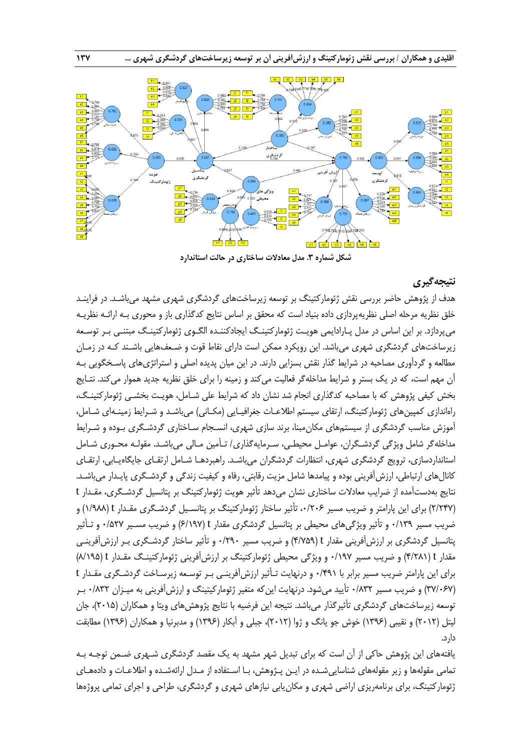شکل شماره ۳. مدل معادلات ساختاری در حالت استاندارد

## نتیجه‌گیری

هدف از پژوهش حاضر بررسی نقش ژئومارکتینگ بر توسعه زیرساخت‌های گردشگری شهری مشهد می‌باشد. در فرایند خلق نظریه مرحله اصلی نظریه‌پردازی داده بنیاد است که محقق بر اساس نتایج کدگذاری باز و محوری به ارائه نظریه می‌پردازد. بر این اساس در مدل پارادایمی هویت ژئومارکتینگ ایجادکننده الگوی ژئومارکتینگ مبتنی بر توسعه زیرساخت‌های گردشگری شهری می‌باشد. این رویکرد ممکن است دارای نقاط قوت و ضعف‌هایی باشند که در زمان مطالعه و گردآوری مصاحبه در شرایط گذار نقش بسزایی دارند. در این میان پدیده اصلی و استراتژی‌های پاسخگویی به آن مهم است، که در یک بستر و شرایط مداخله‌گر فعالیت می‌کند و زمینه را برای خلق نظریه جدید هموار می‌کند. نتایج بخش کیفی پژوهش که با مصاحبه کدگذاری انجام شد نشان داد که شرایط علی شامل، هویت بخشی ژئومارکتینگ، راه‌اندازی کمپین‌های ژئومارکتینگ، ارتقای سیستم اطلاعات جغرافیایی (مکانی) می‌باشد و شرایط زمینه‌ای شامل، آموزش مناسب گردشگری از سیستم‌های مکان‌مبنا، برند سازی شهری، انسجام ساختاری گردشگری بوده و شرایط مداخله‌گر شامل ویژگی گردشگران، عوامل محیطی، سرمایه‌گذاری/ تأمین مالی می‌باشد. مقوله محوری شامل استانداردسازی، ترویج گردشگری شهری، انتظارات گردشگران می‌باشد. راهبردها شامل ارتقای جایگاه‌یابی، ارتقای کانال‌های ارتباطی، ارزش‌آفرینی بوده و پیامدها شامل مزیت رقابتی، رفاه و کیفیت زندگی و گردشگری پایدار می‌باشد. نتایج به‌دست‌آمده از ضرایب معادلات ساختاری نشان می‌دهد تأثیر هویت ژئومارکتینگ بر پتانسیل گردشگری، مقدار t (۲/۲۴۷) برای این پارامتر و ضریب مسیر ۰/۲۰۶، تأثیر ساختار ژئومارکتینگ بر پتانسیل گردشگری مقدار t (۱/۹۸۸) و ضریب مسیر ۰/۱۳۹ و تأثیر ویژگی‌های محیطی بر پتانسیل گردشگری مقدار t (۶/۱۹۷) و ضریب مسیر ۰/۵۲۷ و تأثیر پتانسیل گردشگری بر ارزش‌آفرینی مقدار t (۴/۷۵۹) و ضریب مسیر ۰/۲۹۰ و تأثیر ساختار گردشگری بر ارزش‌آفرینی مقدار t (۴/۲۸۱) و ضریب مسیر ۰/۱۹۷ و ویژگی محیطی ژئومارکتینگ بر ارزش‌آفرینی ژئومارکتینگ مقدار t (۸/۱۹۵) برای این پارامتر ضریب مسیر برابر با ۰/۴۹۱ و درنهایت تأثیر ارزش‌آفرینی بر توسعه زیرساخت گردشگری مقدار t (۳۷/۰۶۷) و ضریب مسیر ۰/۸۳۲ تأیید می‌شود. درنهایت این‌که متغیر ژئومارکیتینگ و ارزش‌آفرینی به میزان ۰/۸۳۲ بر توسعه زیرساخت‌های گردشگری تأثیرگذار می‌باشد. نتیجه این فرضیه با نتایج پژوهش‌های ویتا و همکاران (۲۰۱۵)، جان لیتل (۲۰۱۲) و نقیبی (۱۳۹۶) خوش جو یانگ و ژوا (۲۰۱۲)، جبلی و آبکار (۱۳۹۶) و مدبرنیا و همکاران (۱۳۹۶) مطابقت دارد.

یافته‌های این پژوهش حاکی از آن است که برای تبدیل شهر مشهد به یک مقصد گردشگری شهری ضمن توجه به تمامی مقوله‌ها و زیر مقوله‌های شناسایی‌شده در این پژوهش، با استفاده از مدل ارائه‌شده و اطلاعات و داده‌های ژئومارکتینگ، برای برنامه‌ریزی اراضی شهری و مکان‌یابی نیازهای شهری و گردشگری، طراحی و اجرای تمامی پروژه‌ها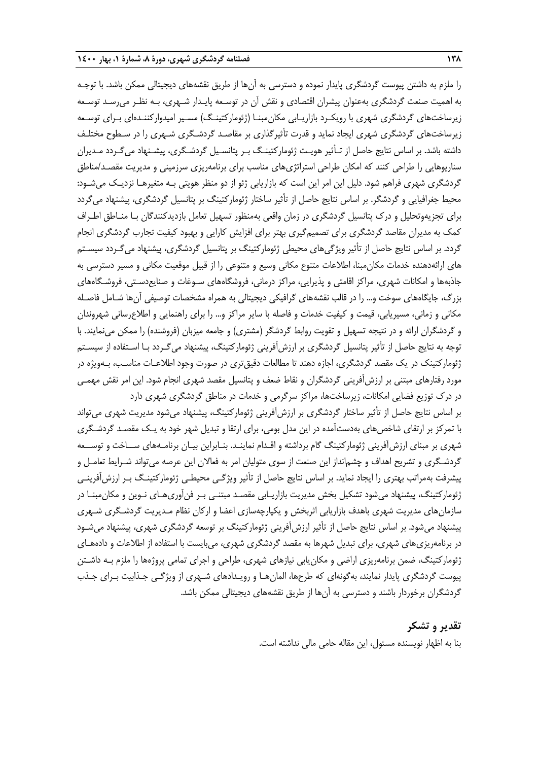را ملزم به داشتن پیوست گردشگری پایدار نموده و دسترسی به آن‌ها از طریق نقشه‌های دیجیتالی ممکن باشد. با توجه به اهمیت صنعت گردشگری به‌عنوان پیشران اقتصادی و نقش آن در توسعه پایدار شهری، به نظر می‌رسد توسعه زیرساخت‌های گردشگری شهری با رویکرد بازاریابی مکان‌مبنا (ژئومارکتینگ) مسیر امیدوارکننده‌ای برای توسعه زیرساخت‌های گردشگری شهری ایجاد نماید و قدرت تأثیرگذاری بر مقاصد گردشگری شهری را در سطوح مختلف داشته باشد. بر اساس نتایج حاصل از تأثیر هویت ژئومارکتینگ بر پتانسیل گردشگری، پیشنهاد می‌گردد مدیران سناریوهایی را طراحی کنند که امکان طراحی استراتژی‌های مناسب برای برنامه‌ریزی سرزمینی و مدیریت مقصد/مناطق گردشگری شهری فراهم شود. دلیل این امر این است که بازاریابی ژئو از دو منظر هویتی به متغیرها نزدیک می‌شود: محیط جغرافیایی و گردشگر. بر اساس نتایج حاصل از تأثیر ساختار ژئومارکتینگ بر پتانسیل گردشگری، پیشنهاد می‌گردد برای تجزیه‌وتحلیل و درک پتانسیل گردشگری در زمان واقعی به‌منظور تسهیل تعامل بازدیدکنندگان با مناطق اطراف کمک به مدیران مقاصد گردشگری برای تصمیم‌گیری بهتر برای افزایش کارایی و بهبود کیفیت تجارب گردشگری انجام گردد. بر اساس نتایج حاصل از تأثیر ویژگی‌های محیطی ژئومارکتینگ بر پتانسیل گردشگری، پیشنهاد می‌گردد سیستم های ارائه‌دهنده خدمات مکان‌مبنا، اطلاعات متنوع مکانی وسیع و متنوعی را از قبیل موقعیت مکانی و مسیر دسترسی به جاذبه‌ها و امکانات شهری، مراکز اقامتی و پذیرایی، مراکز درمانی، فروشگاه‌های سوغات و صنایع‌دستی، فروشگاه‌های بزرگ، جایگاه‌های سوخت و... را در قالب نقشه‌های گرافیکی دیجیتالی به همراه مشخصات توصیفی آن‌ها شامل فاصله مکانی و زمانی، مسیریابی، قیمت و کیفیت خدمات و فاصله با سایر مراکز و... را برای راهنمایی و اطلاع‌رسانی شهروندان و گردشگران ارائه و در نتیجه تسهیل و تقویت روابط گردشگر (مشتری) و جامعه میزبان (فروشنده) را ممکن می‌نمایند. با توجه به نتایج حاصل از تأثیر پتانسیل گردشگری بر ارزش‌آفرینی ژئومارکتینگ، پیشنهاد می‌گردد با استفاده از سیستم ژئومارکتینگ در یک مقصد گردشگری، اجازه دهند تا مطالعات دقیق‌تری در صورت وجود اطلاعات مناسب، به‌ویژه در مورد رفتارهای مبتنی بر ارزش‌آفرینی گردشگران و نقاط ضعف و پتانسیل مقصد شهری انجام شود. این امر نقش مهمی در درک توزیع فضایی امکانات، زیرساخت‌ها، مراکز سرگرمی و خدمات در مناطق گردشگری شهری دارد

بر اساس نتایج حاصل از تأثیر ساختار گردشگری بر ارزش‌آفرینی ژئومارکتینگ، پیشنهاد می‌شود مدیریت شهری می‌تواند با تمرکز بر ارتقای شاخص‌های به‌دست‌آمده در این مدل بومی، برای ارتقا و تبدیل شهر خود به یک مقصد گردشگری شهری بر مبنای ارزش‌آفرینی ژئومارکتینگ گام برداشته و اقدام نمایند. بنابراین بیان برنامه‌های ساخت و توسعه گردشگری و تشریح اهداف و چشم‌انداز این صنعت از سوی متولیان امر به فعالان این عرصه می‌تواند شرایط تعامل و پیشرفت به‌مراتب بهتری را ایجاد نماید. بر اساس نتایج حاصل از تأثیر ویژگی محیطی ژئومارکتینگ بر ارزش‌آفرینی ژئومارکتینگ، پیشنهاد می‌شود تشکیل بخش مدیریت بازاریابی مقصد مبتنی بر فن‌آوری‌های نوین و مکان‌مبنا در سازمان‌های مدیریت شهری باهدف بازاریابی اثربخش و یکپارچه‌سازی اعضا و ارکان نظام مدیریت گردشگری شهری پیشنهاد می‌شود. بر اساس نتایج حاصل از تأثیر ارزش‌آفرینی ژئومارکتینگ بر توسعه گردشگری شهری، پیشنهاد می‌شود در برنامه‌ریزی‌های شهری، برای تبدیل شهرها به مقصد گردشگری شهری، می‌بایست با استفاده از اطلاعات و داده‌های ژئومارکتینگ، ضمن برنامه‌ریزی اراضی و مکان‌یابی نیازهای شهری، طراحی و اجرای تمامی پروژه‌ها را ملزم به داشتن پیوست گردشگری پایدار نمایند، به‌گونه‌ای که طرح‌ها، المان‌ها و رویدادهای شهری از ویژگی جذابیت برای جذب گردشگران برخوردار باشند و دسترسی به آن‌ها از طریق نقشه‌های دیجیتالی ممکن باشد.

## تقدیر و تشکر

بنا به اظهار نویسنده مسئول، این مقاله حامی مالی نداشته است.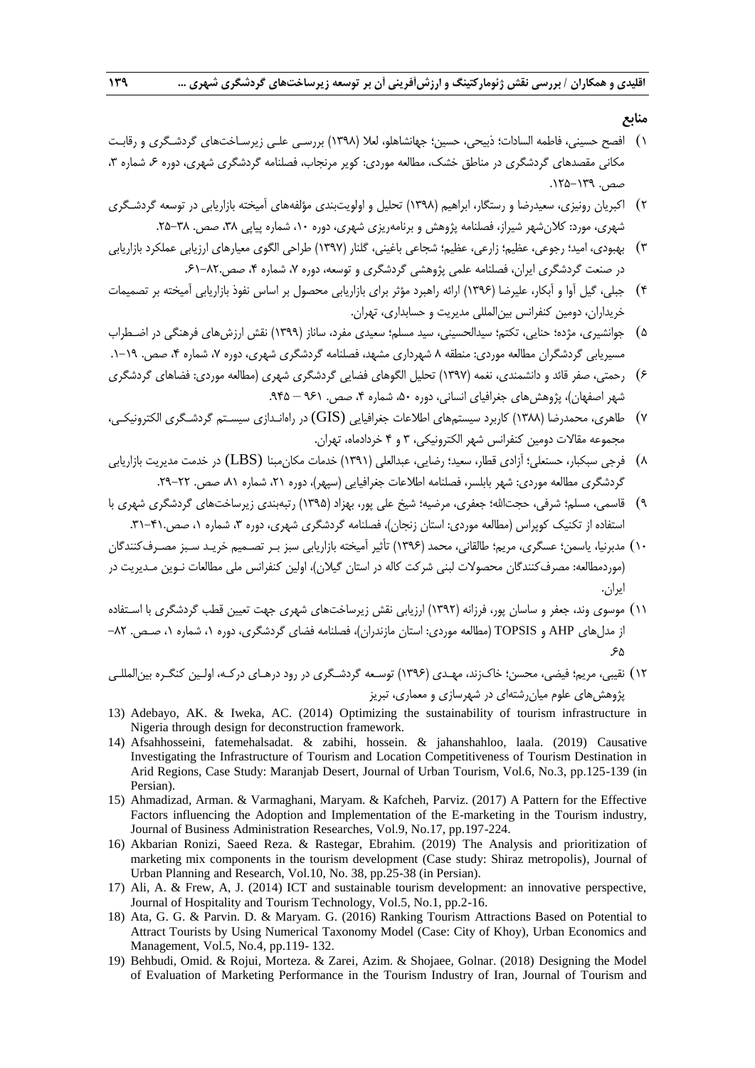## منابع

۱) افصح حسینی، فاطمه السادات؛ ذبیحی، حسین؛ جهانشاهلو، لعلا (۱۳۹۸) بررسـی علـی زیرسـاخت‌های گردشـگری و رقابـت مکانی مقصدهای گردشگری در مناطق خشک، مطالعه موردی: کویر مرنجاب، فصلنامه گردشگری شهری، دوره ۶، شماره ۳، صص. ۱۳۹–۱۲۵.

۲) اکبریان رونیزی، سعیدرضا و رستگار، ابراهیم (۱۳۹۸) تحلیل و اولویت‌بندی مؤلفه‌های آمیخته بازاریابی در توسعه گردشـگری شهری، مورد: کلان‌شهر شیراز، فصلنامه پژوهش و برنامه‌ریزی شهری، دوره ۱۰، شماره پیاپی ۳۸، صص. ۳۸–۲۵.

۳) بهبودی، امید؛ رجوعی، عظیم؛ زارعی، عظیم؛ شجاعی باغینی، گلنار (۱۳۹۷) طراحی الگوی معیارهای ارزیابی عملکرد بازاریابی در صنعت گردشگری ایران، فصلنامه علمی پژوهشی گردشگری و توسعه، دوره ۷، شماره ۴، صص.۸۲–۶۱.

۴) جبلی، گیل آوا و آبکار، علیرضا (۱۳۹۶) ارائه راهبرد مؤثر برای بازاریابی محصول بر اساس نفوذ بازاریابی آمیخته بر تصمیمات خریداران، دومین کنفرانس بین‌المللی مدیریت و حسابداری، تهران.

۵) جوانشیری، مژده؛ حنایی، تکتم؛ سیدالحسینی، سید مسلم؛ سعیدی مفرد، ساناز (۱۳۹۹) نقش ارزش‌های فرهنگی در اضـطراب مسیریابی گردشگران مطالعه موردی: منطقه ۸ شهرداری مشهد، فصلنامه گردشگری شهری، دوره ۷، شماره ۴، صص. ۱۹–۱.

۶) رحمتی، صفر قائد و دانشمندی، نغمه (۱۳۹۷) تحلیل الگوهای فضایی گردشگری شهری (مطالعه موردی: فضاهای گردشگری شهر اصفهان)، پژوهش‌های جغرافیای انسانی، دوره ۵۰، شماره ۴، صص. ۹۶۱ – ۹۴۵.

۷) طاهری، محمدرضا (۱۳۸۸) کاربرد سیستم‌های اطلاعات جغرافیایی (GIS) در راه‌انـدازی سیسـتم گردشـگری الکترونیکـی، مجموعه مقالات دومین کنفرانس شهر الکترونیکی، ۳ و ۴ خردادماه، تهران.

۸) فرجی سبکبار، حسنعلی؛ آزادی قطار، سعید؛ رضایی، عبدالعلی (۱۳۹۱) خدمات مکان‌مبنا (LBS) در خدمت مدیریت بازاریابی گردشگری مطالعه موردی: شهر بابلسر، فصلنامه اطلاعات جغرافیایی (سپهر)، دوره ۲۱، شماره ۸۱، صص. ۲۲–۲۹.

۹) قاسمی، مسلم؛ شرفی، حجت‌الله؛ جعفری، مرضیه؛ شیخ علی پور، بهزاد (۱۳۹۵) رتبه‌بندی زیرساخت‌های گردشگری شهری با استفاده از تکنیک کوپراس (مطالعه موردی: استان زنجان)، فصلنامه گردشگری شهری، دوره ۳، شماره ۱، صص.۴۱–۳۱.

۱۰) مدبرنیا، یاسمن؛ عسگری، مریم؛ طالقانی، محمد (۱۳۹۶) تأثیر آمیخته بازاریابی سبز بـر تصـمیم خریـد سـبز مصـرف‌کنندگان (موردمطالعه: مصرف‌کنندگان محصولات لبنی شرکت کاله در استان گیلان)، اولین کنفرانس ملی مطالعات نـوین مـدیریت در ایران.

۱۱) موسوی وند، جعفر و ساسان پور، فرزانه (۱۳۹۲) ارزیابی نقش زیرساخت‌های شهری جهت تعیین قطب گردشگری با اسـتفاده از مدل‌های AHP و TOPSIS (مطالعه موردی: استان مازندران)، فصلنامه فضای گردشگری، دوره ۱، شماره ۱، صـص. ۸۲–۶۵.

۱۲) نقیبی، مریم؛ فیضی، محسن؛ خاک‌زند، مهـدی (۱۳۹۶) توسـعه گردشـگری در رود درهـای درکـه، اولـین کنگـره بین‌المللـی پژوهش‌های علوم میان‌رشته‌ای در شهرسازی و معماری، تبریز

13) Adebayo, AK. & Iweka, AC. (2014) Optimizing the sustainability of tourism infrastructure in Nigeria through design for deconstruction framework.

14) Afsahhosseini, fatemehalsadat. & zabihi, hossein. & jahanshahloo, laala. (2019) Causative Investigating the Infrastructure of Tourism and Location Competitiveness of Tourism Destination in Arid Regions, Case Study: Maranjab Desert, Journal of Urban Tourism, Vol.6, No.3, pp.125-139 (in Persian).

15) Ahmadizad, Arman. & Varmaghani, Maryam. & Kafcheh, Parviz. (2017) A Pattern for the Effective Factors influencing the Adoption and Implementation of the E-marketing in the Tourism industry, Journal of Business Administration Researches, Vol.9, No.17, pp.197-224.

16) Akbarian Ronizi, Saeed Reza. & Rastegar, Ebrahim. (2019) The Analysis and prioritization of marketing mix components in the tourism development (Case study: Shiraz metropolis), Journal of Urban Planning and Research, Vol.10, No. 38, pp.25-38 (in Persian).

17) Ali, A. & Frew, A, J. (2014) ICT and sustainable tourism development: an innovative perspective, Journal of Hospitality and Tourism Technology, Vol.5, No.1, pp.2-16.

18) Ata, G. G. & Parvin. D. & Maryam. G. (2016) Ranking Tourism Attractions Based on Potential to Attract Tourists by Using Numerical Taxonomy Model (Case: City of Khoy), Urban Economics and Management, Vol.5, No.4, pp.119- 132.

19) Behbudi, Omid. & Rojui, Morteza. & Zarei, Azim. & Shojaee, Golnar. (2018) Designing the Model of Evaluation of Marketing Performance in the Tourism Industry of Iran, Journal of Tourism and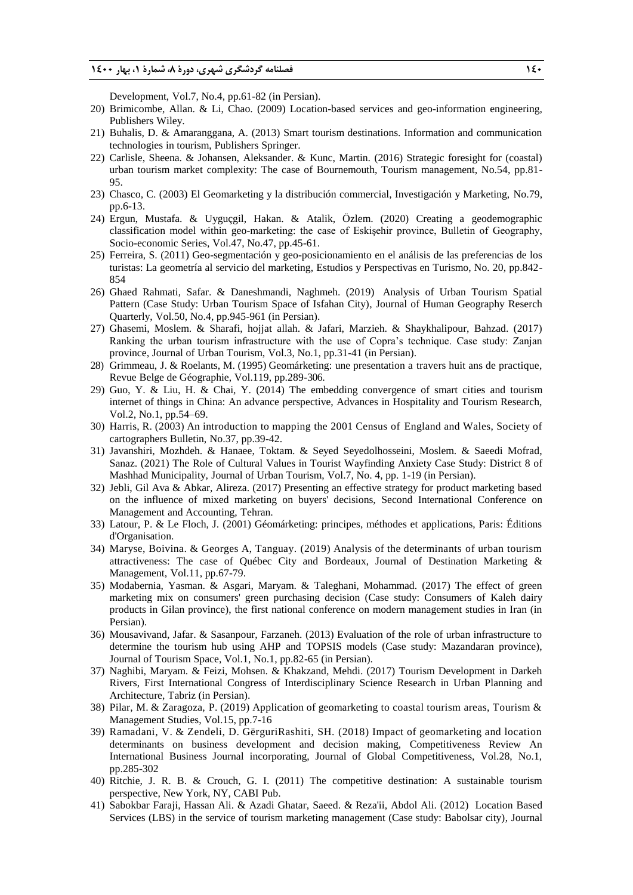Development, Vol.7, No.4, pp.61-82 (in Persian).

20) Brimicombe, Allan. & Li, Chao. (2009) Location-based services and geo-information engineering, Publishers Wiley.
21) Buhalis, D. & Amaranggana, A. (2013) Smart tourism destinations. Information and communication technologies in tourism, Publishers Springer.
22) Carlisle, Sheena. & Johansen, Aleksander. & Kunc, Martin. (2016) Strategic foresight for (coastal) urban tourism market complexity: The case of Bournemouth, Tourism management, No.54, pp.81-95.
23) Chasco, C. (2003) El Geomarketing y la distribución commercial, Investigación y Marketing, No.79, pp.6-13.
24) Ergun, Mustafa. & Uyguçgil, Hakan. & Atalik, Özlem. (2020) Creating a geodemographic classification model within geo-marketing: the case of Eskişehir province, Bulletin of Geography, Socio-economic Series, Vol.47, No.47, pp.45-61.
25) Ferreira, S. (2011) Geo-segmentación y geo-posicionamiento en el análisis de las preferencias de los turistas: La geometría al servicio del marketing, Estudios y Perspectivas en Turismo, No. 20, pp.842-854
26) Ghaed Rahmati, Safar. & Daneshmandi, Naghmeh. (2019) Analysis of Urban Tourism Spatial Pattern (Case Study: Urban Tourism Space of Isfahan City), Journal of Human Geography Reserch Quarterly, Vol.50, No.4, pp.945-961 (in Persian).
27) Ghasemi, Moslem. & Sharafi, hojjat allah. & Jafari, Marzieh. & Shaykhalipour, Bahzad. (2017) Ranking the urban tourism infrastructure with the use of Copra's technique. Case study: Zanjan province, Journal of Urban Tourism, Vol.3, No.1, pp.31-41 (in Persian).
28) Grimmeau, J. & Roelants, M. (1995) Geomárketing: une presentation a travers huit ans de practique, Revue Belge de Géographie, Vol.119, pp.289-306.
29) Guo, Y. & Liu, H. & Chai, Y. (2014) The embedding convergence of smart cities and tourism internet of things in China: An advance perspective, Advances in Hospitality and Tourism Research, Vol.2, No.1, pp.54–69.
30) Harris, R. (2003) An introduction to mapping the 2001 Census of England and Wales, Society of cartographers Bulletin, No.37, pp.39-42.
31) Javanshiri, Mozhdeh. & Hanaee, Toktam. & Seyed Seyedolhosseini, Moslem. & Saeedi Mofrad, Sanaz. (2021) The Role of Cultural Values in Tourist Wayfinding Anxiety Case Study: District 8 of Mashhad Municipality, Journal of Urban Tourism, Vol.7, No. 4, pp. 1-19 (in Persian).
32) Jebli, Gil Ava & Abkar, Alireza. (2017) Presenting an effective strategy for product marketing based on the influence of mixed marketing on buyers' decisions, Second International Conference on Management and Accounting, Tehran.
33) Latour, P. & Le Floch, J. (2001) Géomárketing: principes, méthodes et applications, Paris: Éditions d'Organisation.
34) Maryse, Boivina. & Georges A, Tanguay. (2019) Analysis of the determinants of urban tourism attractiveness: The case of Québec City and Bordeaux, Journal of Destination Marketing & Management, Vol.11, pp.67-79.
35) Modabernia, Yasman. & Asgari, Maryam. & Taleghani, Mohammad. (2017) The effect of green marketing mix on consumers' green purchasing decision (Case study: Consumers of Kaleh dairy products in Gilan province), the first national conference on modern management studies in Iran (in Persian).
36) Mousavivand, Jafar. & Sasanpour, Farzaneh. (2013) Evaluation of the role of urban infrastructure to determine the tourism hub using AHP and TOPSIS models (Case study: Mazandaran province), Journal of Tourism Space, Vol.1, No.1, pp.82-65 (in Persian).
37) Naghibi, Maryam. & Feizi, Mohsen. & Khakzand, Mehdi. (2017) Tourism Development in Darkeh Rivers, First International Congress of Interdisciplinary Science Research in Urban Planning and Architecture, Tabriz (in Persian).
38) Pilar, M. & Zaragoza, P. (2019) Application of geomarketing to coastal tourism areas, Tourism & Management Studies, Vol.15, pp.7-16
39) Ramadani, V. & Zendeli, D. GërguriRashiti, SH. (2018) Impact of geomarketing and location determinants on business development and decision making, Competitiveness Review An International Business Journal incorporating, Journal of Global Competitiveness, Vol.28, No.1, pp.285-302
40) Ritchie, J. R. B. & Crouch, G. I. (2011) The competitive destination: A sustainable tourism perspective, New York, NY, CABI Pub.
41) Sabokbar Faraji, Hassan Ali. & Azadi Ghatar, Saeed. & Reza'ii, Abdol Ali. (2012) Location Based Services (LBS) in the service of tourism marketing management (Case study: Babolsar city), Journal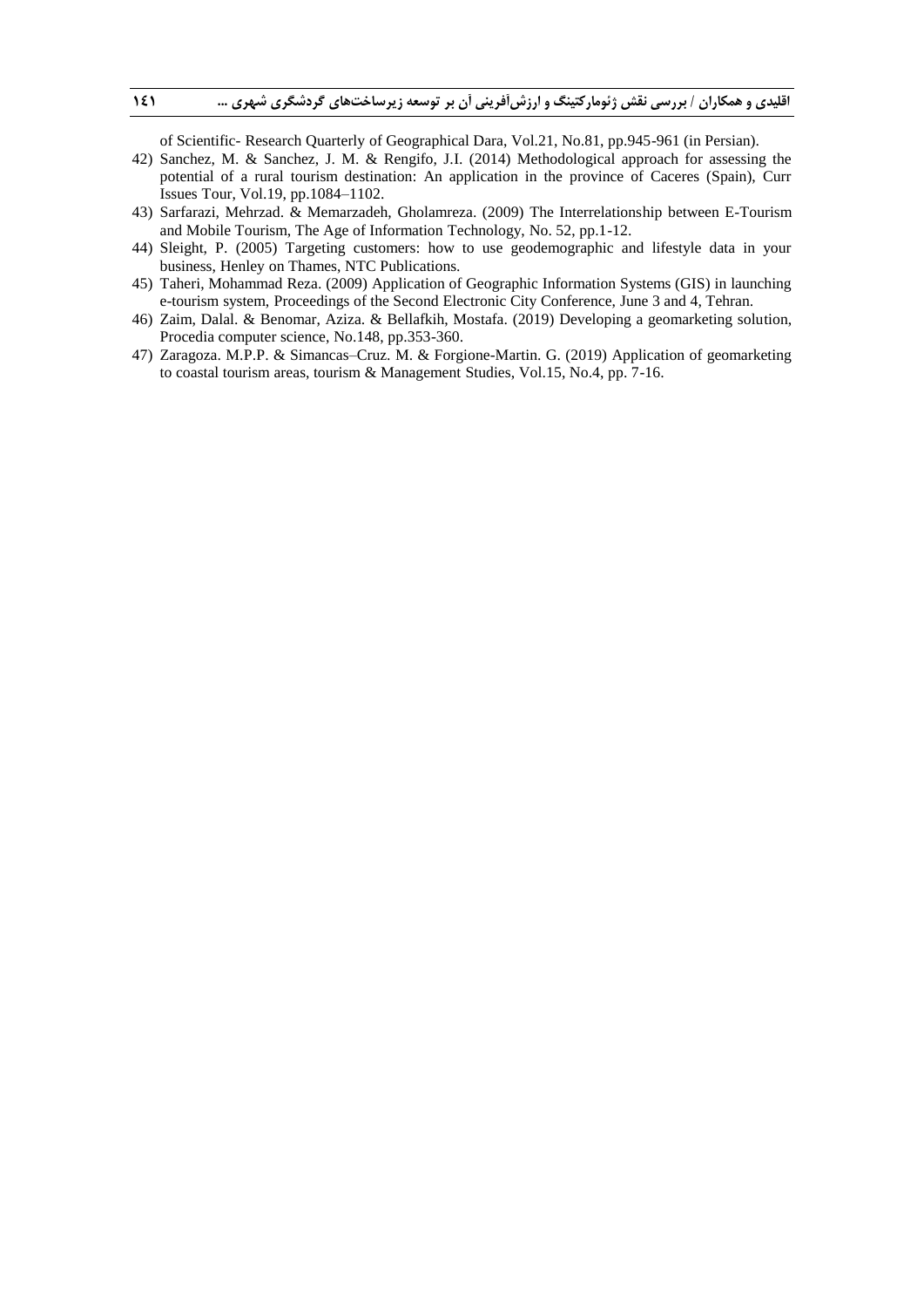of Scientific- Research Quarterly of Geographical Dara, Vol.21, No.81, pp.945-961 (in Persian).

42) Sanchez, M. & Sanchez, J. M. & Rengifo, J.I. (2014) Methodological approach for assessing the potential of a rural tourism destination: An application in the province of Caceres (Spain), Curr Issues Tour, Vol.19, pp.1084–1102.
43) Sarfarazi, Mehrzad. & Memarzadeh, Gholamreza. (2009) The Interrelationship between E-Tourism and Mobile Tourism, The Age of Information Technology, No. 52, pp.1-12.
44) Sleight, P. (2005) Targeting customers: how to use geodemographic and lifestyle data in your business, Henley on Thames, NTC Publications.
45) Taheri, Mohammad Reza. (2009) Application of Geographic Information Systems (GIS) in launching e-tourism system, Proceedings of the Second Electronic City Conference, June 3 and 4, Tehran.
46) Zaim, Dalal. & Benomar, Aziza. & Bellafkih, Mostafa. (2019) Developing a geomarketing solution, Procedia computer science, No.148, pp.353-360.
47) Zaragoza. M.P.P. & Simancas–Cruz. M. & Forgione-Martin. G. (2019) Application of geomarketing to coastal tourism areas, tourism & Management Studies, Vol.15, No.4, pp. 7-16.